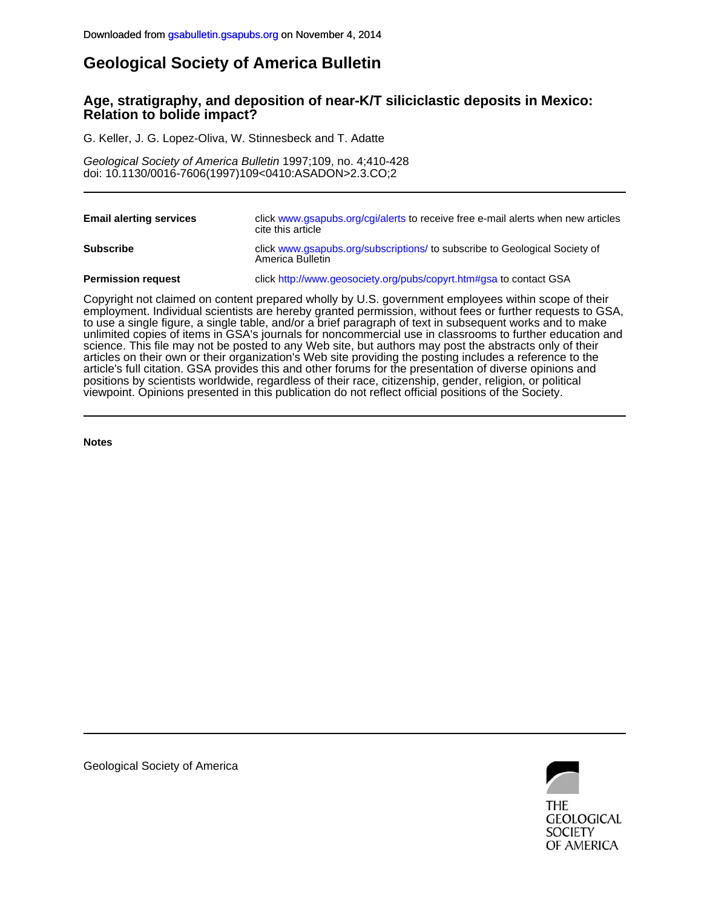Downloaded from gsabulletin.gsapubs.org on November 4, 2014

# Geological Society of America Bulletin

## Age, stratigraphy, and deposition of near-K/T siliciclastic deposits in Mexico: Relation to bolide impact?

G. Keller, J. G. Lopez-Oliva, W. Stinnesbeck and T. Adatte

*Geological Society of America Bulletin* 1997;109, no. 4;410-428
doi: 10.1130/0016-7606(1997)109<0410:ASADON>2.3.CO;2

---

| | |
|---|---|
| **Email alerting services** | click www.gsapubs.org/cgi/alerts to receive free e-mail alerts when new articles cite this article |
| **Subscribe** | click www.gsapubs.org/subscriptions/ to subscribe to Geological Society of America Bulletin |
| **Permission request** | click http://www.geosociety.org/pubs/copyrt.htm#gsa to contact GSA |

Copyright not claimed on content prepared wholly by U.S. government employees within scope of their employment. Individual scientists are hereby granted permission, without fees or further requests to GSA, to use a single figure, a single table, and/or a brief paragraph of text in subsequent works and to make unlimited copies of items in GSA's journals for noncommercial use in classrooms to further education and science. This file may not be posted to any Web site, but authors may post the abstracts only of their articles on their own or their organization's Web site providing the posting includes a reference to the article's full citation. GSA provides this and other forums for the presentation of diverse opinions and positions by scientists worldwide, regardless of their race, citizenship, gender, religion, or political viewpoint. Opinions presented in this publication do not reflect official positions of the Society.

---

**Notes**

---

Geological Society of America

THE GEOLOGICAL SOCIETY OF AMERICA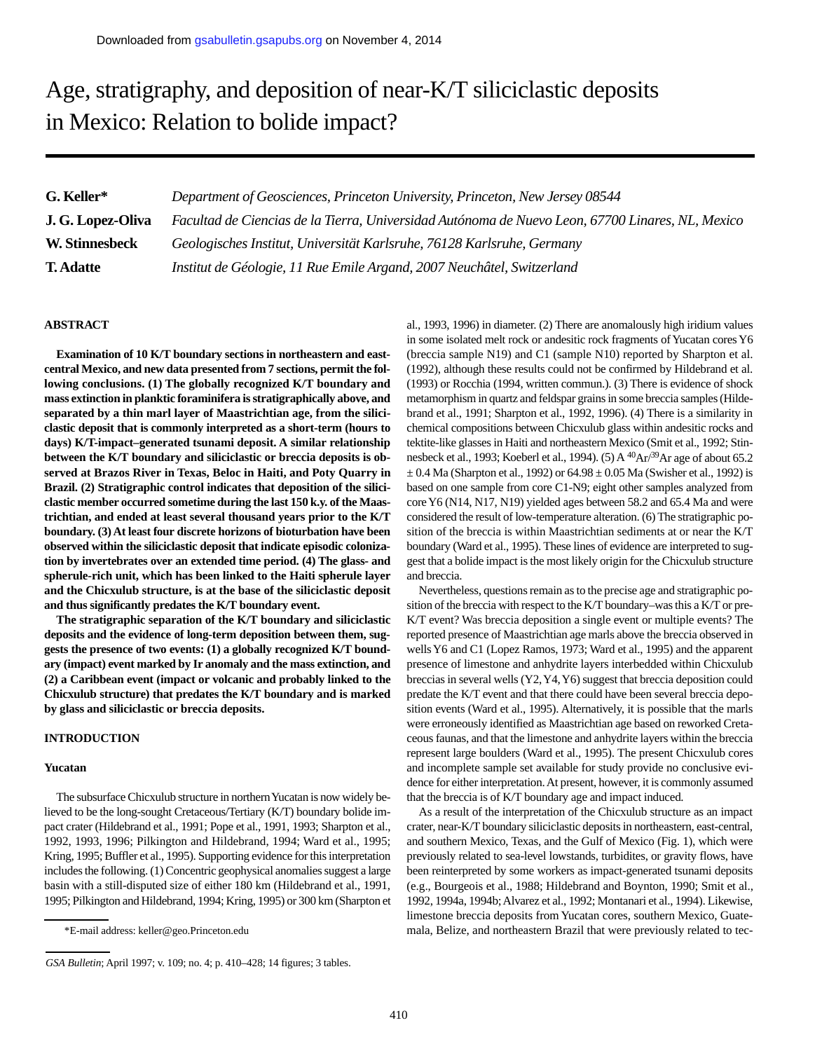# Age, stratigraphy, and deposition of near-K/T siliciclastic deposits in Mexico: Relation to bolide impact?

**G. Keller*** *Department of Geosciences, Princeton University, Princeton, New Jersey 08544*
**J. G. Lopez-Oliva** *Facultad de Ciencias de la Tierra, Universidad Autónoma de Nuevo Leon, 67700 Linares, NL, Mexico*
**W. Stinnesbeck** *Geologisches Institut, Universität Karlsruhe, 76128 Karlsruhe, Germany*
**T. Adatte** *Institut de Géologie, 11 Rue Emile Argand, 2007 Neuchâtel, Switzerland*

## ABSTRACT

**Examination of 10 K/T boundary sections in northeastern and east-central Mexico, and new data presented from 7 sections, permit the following conclusions. (1) The globally recognized K/T boundary and mass extinction in planktic foraminifera is stratigraphically above, and separated by a thin marl layer of Maastrichtian age, from the siliciclastic deposit that is commonly interpreted as a short-term (hours to days) K/T-impact–generated tsunami deposit. A similar relationship between the K/T boundary and siliciclastic or breccia deposits is observed at Brazos River in Texas, Beloc in Haiti, and Poty Quarry in Brazil. (2) Stratigraphic control indicates that deposition of the siliciclastic member occurred sometime during the last 150 k.y. of the Maastrichtian, and ended at least several thousand years prior to the K/T boundary. (3) At least four discrete horizons of bioturbation have been observed within the siliciclastic deposit that indicate episodic colonization by invertebrates over an extended time period. (4) The glass- and spherule-rich unit, which has been linked to the Haiti spherule layer and the Chicxulub structure, is at the base of the siliciclastic deposit and thus significantly predates the K/T boundary event.**

**The stratigraphic separation of the K/T boundary and siliciclastic deposits and the evidence of long-term deposition between them, suggests the presence of two events: (1) a globally recognized K/T boundary (impact) event marked by Ir anomaly and the mass extinction, and (2) a Caribbean event (impact or volcanic and probably linked to the Chicxulub structure) that predates the K/T boundary and is marked by glass and siliciclastic or breccia deposits.**

## INTRODUCTION

### Yucatan

The subsurface Chicxulub structure in northern Yucatan is now widely believed to be the long-sought Cretaceous/Tertiary (K/T) boundary bolide impact crater (Hildebrand et al., 1991; Pope et al., 1991, 1993; Sharpton et al., 1992, 1993, 1996; Pilkington and Hildebrand, 1994; Ward et al., 1995; Kring, 1995; Buffler et al., 1995). Supporting evidence for this interpretation includes the following. (1) Concentric geophysical anomalies suggest a large basin with a still-disputed size of either 180 km (Hildebrand et al., 1991, 1995; Pilkington and Hildebrand, 1994; Kring, 1995) or 300 km (Sharpton et al., 1993, 1996) in diameter. (2) There are anomalously high iridium values in some isolated melt rock or andesitic rock fragments of Yucatan cores Y6 (breccia sample N19) and C1 (sample N10) reported by Sharpton et al. (1992), although these results could not be confirmed by Hildebrand et al. (1993) or Rocchia (1994, written commun.). (3) There is evidence of shock metamorphism in quartz and feldspar grains in some breccia samples (Hildebrand et al., 1991; Sharpton et al., 1992, 1996). (4) There is a similarity in chemical compositions between Chicxulub glass within andesitic rocks and tektite-like glasses in Haiti and northeastern Mexico (Smit et al., 1992; Stinnesbeck et al., 1993; Koeberl et al., 1994). (5) A $^{40}Ar/^{39}Ar$ age of about 65.2 ± 0.4 Ma (Sharpton et al., 1992) or 64.98 ± 0.05 Ma (Swisher et al., 1992) is based on one sample from core C1-N9; eight other samples analyzed from core Y6 (N14, N17, N19) yielded ages between 58.2 and 65.4 Ma and were considered the result of low-temperature alteration. (6) The stratigraphic position of the breccia is within Maastrichtian sediments at or near the K/T boundary (Ward et al., 1995). These lines of evidence are interpreted to suggest that a bolide impact is the most likely origin for the Chicxulub structure and breccia.

Nevertheless, questions remain as to the precise age and stratigraphic position of the breccia with respect to the K/T boundary–was this a K/T or pre-K/T event? Was breccia deposition a single event or multiple events? The reported presence of Maastrichtian age marls above the breccia observed in wells Y6 and C1 (Lopez Ramos, 1973; Ward et al., 1995) and the apparent presence of limestone and anhydrite layers interbedded within Chicxulub breccias in several wells (Y2, Y4, Y6) suggest that breccia deposition could predate the K/T event and that there could have been several breccia deposition events (Ward et al., 1995). Alternatively, it is possible that the marls were erroneously identified as Maastrichtian age based on reworked Cretaceous faunas, and that the limestone and anhydrite layers within the breccia represent large boulders (Ward et al., 1995). The present Chicxulub cores and incomplete sample set available for study provide no conclusive evidence for either interpretation. At present, however, it is commonly assumed that the breccia is of K/T boundary age and impact induced.

As a result of the interpretation of the Chicxulub structure as an impact crater, near-K/T boundary siliciclastic deposits in northeastern, east-central, and southern Mexico, Texas, and the Gulf of Mexico (Fig. 1), which were previously related to sea-level lowstands, turbidites, or gravity flows, have been reinterpreted by some workers as impact-generated tsunami deposits (e.g., Bourgeois et al., 1988; Hildebrand and Boynton, 1990; Smit et al., 1992, 1994a, 1994b; Alvarez et al., 1992; Montanari et al., 1994). Likewise, limestone breccia deposits from Yucatan cores, southern Mexico, Guatemala, Belize, and northeastern Brazil that were previously related to tec-

*E-mail address: keller@geo.Princeton.edu

*GSA Bulletin*; April 1997; v. 109; no. 4; p. 410–428; 14 figures; 3 tables.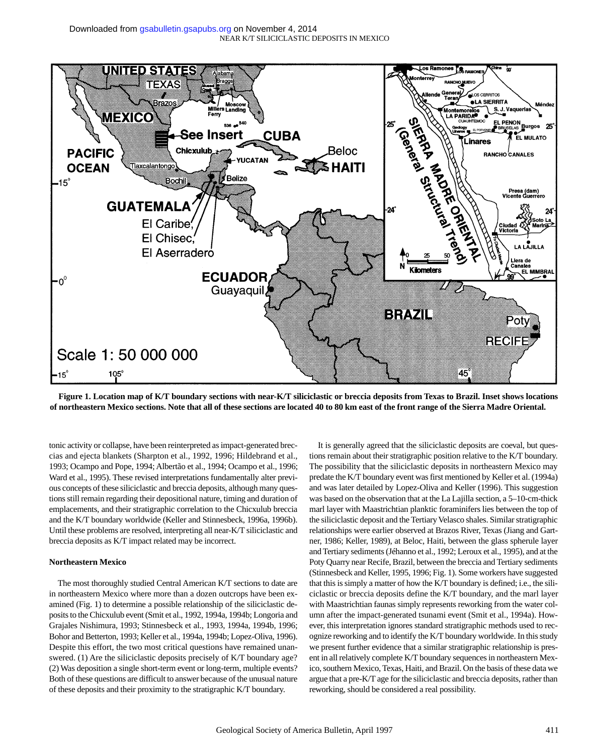**Figure 1. Location map of K/T boundary sections with near-K/T siliciclastic or breccia deposits from Texas to Brazil. Inset shows locations of northeastern Mexico sections. Note that all of these sections are located 40 to 80 km east of the front range of the Sierra Madre Oriental.**

tonic activity or collapse, have been reinterpreted as impact-generated breccias and ejecta blankets (Sharpton et al., 1992, 1996; Hildebrand et al., 1993; Ocampo and Pope, 1994; Albertão et al., 1994; Ocampo et al., 1996; Ward et al., 1995). These revised interpretations fundamentally alter previous concepts of these siliciclastic and breccia deposits, although many questions still remain regarding their depositional nature, timing and duration of emplacements, and their stratigraphic correlation to the Chicxulub breccia and the K/T boundary worldwide (Keller and Stinnesbeck, 1996a, 1996b). Until these problems are resolved, interpreting all near-K/T siliciclastic and breccia deposits as K/T impact related may be incorrect.

### Northeastern Mexico

The most thoroughly studied Central American K/T sections to date are in northeastern Mexico where more than a dozen outcrops have been examined (Fig. 1) to determine a possible relationship of the siliciclastic deposits to the Chicxulub event (Smit et al., 1992, 1994a, 1994b; Longoria and Grajales Nishimura, 1993; Stinnesbeck et al., 1993, 1994a, 1994b, 1996; Bohor and Betterton, 1993; Keller et al., 1994a, 1994b; Lopez-Oliva, 1996). Despite this effort, the two most critical questions have remained unanswered. (1) Are the siliciclastic deposits precisely of K/T boundary age? (2) Was deposition a single short-term event or long-term, multiple events? Both of these questions are difficult to answer because of the unusual nature of these deposits and their proximity to the stratigraphic K/T boundary.

It is generally agreed that the siliciclastic deposits are coeval, but questions remain about their stratigraphic position relative to the K/T boundary. The possibility that the siliciclastic deposits in northeastern Mexico may predate the K/T boundary event was first mentioned by Keller et al. (1994a) and was later detailed by Lopez-Oliva and Keller (1996). This suggestion was based on the observation that at the La Lajilla section, a 5–10-cm-thick marl layer with Maastrichtian planktic foraminifers lies between the top of the siliciclastic deposit and the Tertiary Velasco shales. Similar stratigraphic relationships were earlier observed at Brazos River, Texas (Jiang and Gartner, 1986; Keller, 1989), at Beloc, Haiti, between the glass spherule layer and Tertiary sediments (Jéhanno et al., 1992; Leroux et al., 1995), and at the Poty Quarry near Recife, Brazil, between the breccia and Tertiary sediments (Stinnesbeck and Keller, 1995, 1996; Fig. 1). Some workers have suggested that this is simply a matter of how the K/T boundary is defined; i.e., the siliciclastic or breccia deposits define the K/T boundary, and the marl layer with Maastrichtian faunas simply represents reworking from the water column after the impact-generated tsunami event (Smit et al., 1994a). However, this interpretation ignores standard stratigraphic methods used to recognize reworking and to identify the K/T boundary worldwide. In this study we present further evidence that a similar stratigraphic relationship is present in all relatively complete K/T boundary sequences in northeastern Mexico, southern Mexico, Texas, Haiti, and Brazil. On the basis of these data we argue that a pre-K/T age for the siliciclastic and breccia deposits, rather than reworking, should be considered a real possibility.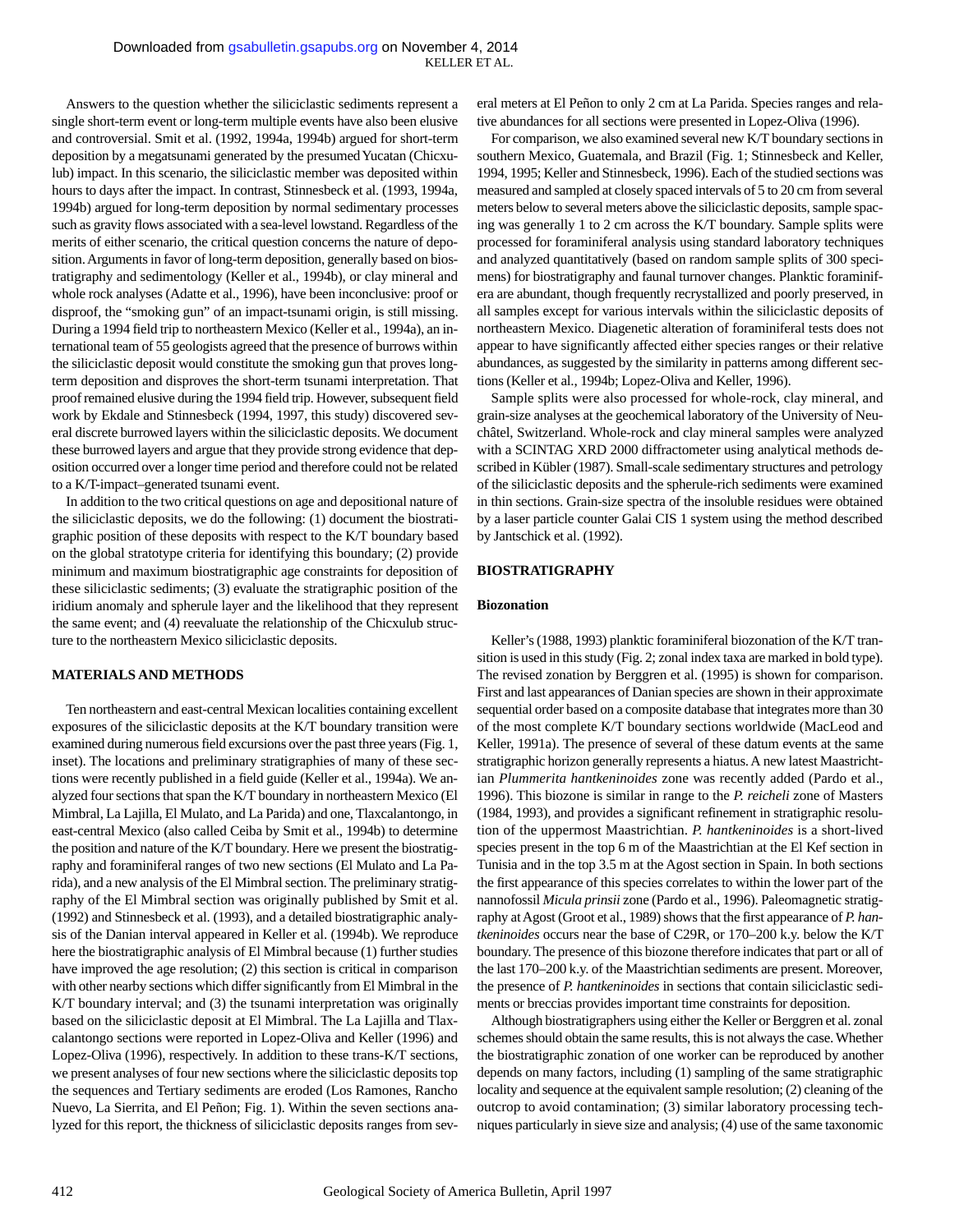Answers to the question whether the siliciclastic sediments represent a single short-term event or long-term multiple events have also been elusive and controversial. Smit et al. (1992, 1994a, 1994b) argued for short-term deposition by a megatsunami generated by the presumed Yucatan (Chicxulub) impact. In this scenario, the siliciclastic member was deposited within hours to days after the impact. In contrast, Stinnesbeck et al. (1993, 1994a, 1994b) argued for long-term deposition by normal sedimentary processes such as gravity flows associated with a sea-level lowstand. Regardless of the merits of either scenario, the critical question concerns the nature of deposition. Arguments in favor of long-term deposition, generally based on biostratigraphy and sedimentology (Keller et al., 1994b), or clay mineral and whole rock analyses (Adatte et al., 1996), have been inconclusive: proof or disproof, the "smoking gun" of an impact-tsunami origin, is still missing. During a 1994 field trip to northeastern Mexico (Keller et al., 1994a), an international team of 55 geologists agreed that the presence of burrows within the siliciclastic deposit would constitute the smoking gun that proves long-term deposition and disproves the short-term tsunami interpretation. That proof remained elusive during the 1994 field trip. However, subsequent field work by Ekdale and Stinnesbeck (1994, 1997, this study) discovered several discrete burrowed layers within the siliciclastic deposits. We document these burrowed layers and argue that they provide strong evidence that deposition occurred over a longer time period and therefore could not be related to a K/T-impact–generated tsunami event.

In addition to the two critical questions on age and depositional nature of the siliciclastic deposits, we do the following: (1) document the biostratigraphic position of these deposits with respect to the K/T boundary based on the global stratotype criteria for identifying this boundary; (2) provide minimum and maximum biostratigraphic age constraints for deposition of these siliciclastic sediments; (3) evaluate the stratigraphic position of the iridium anomaly and spherule layer and the likelihood that they represent the same event; and (4) reevaluate the relationship of the Chicxulub structure to the northeastern Mexico siliciclastic deposits.

## MATERIALS AND METHODS

Ten northeastern and east-central Mexican localities containing excellent exposures of the siliciclastic deposits at the K/T boundary transition were examined during numerous field excursions over the past three years (Fig. 1, inset). The locations and preliminary stratigraphies of many of these sections were recently published in a field guide (Keller et al., 1994a). We analyzed four sections that span the K/T boundary in northeastern Mexico (El Mimbral, La Lajilla, El Mulato, and La Parida) and one, Tlaxcalantongo, in east-central Mexico (also called Ceiba by Smit et al., 1994b) to determine the position and nature of the K/T boundary. Here we present the biostratigraphy and foraminiferal ranges of two new sections (El Mulato and La Parida), and a new analysis of the El Mimbral section. The preliminary stratigraphy of the El Mimbral section was originally published by Smit et al. (1992) and Stinnesbeck et al. (1993), and a detailed biostratigraphic analysis of the Danian interval appeared in Keller et al. (1994b). We reproduce here the biostratigraphic analysis of El Mimbral because (1) further studies have improved the age resolution; (2) this section is critical in comparison with other nearby sections which differ significantly from El Mimbral in the K/T boundary interval; and (3) the tsunami interpretation was originally based on the siliciclastic deposit at El Mimbral. The La Lajilla and Tlaxcalantongo sections were reported in Lopez-Oliva and Keller (1996) and Lopez-Oliva (1996), respectively. In addition to these trans-K/T sections, we present analyses of four new sections where the siliciclastic deposits top the sequences and Tertiary sediments are eroded (Los Ramones, Rancho Nuevo, La Sierrita, and El Peñon; Fig. 1). Within the seven sections analyzed for this report, the thickness of siliciclastic deposits ranges from several meters at El Peñon to only 2 cm at La Parida. Species ranges and relative abundances for all sections were presented in Lopez-Oliva (1996).

For comparison, we also examined several new K/T boundary sections in southern Mexico, Guatemala, and Brazil (Fig. 1; Stinnesbeck and Keller, 1994, 1995; Keller and Stinnesbeck, 1996). Each of the studied sections was measured and sampled at closely spaced intervals of 5 to 20 cm from several meters below to several meters above the siliciclastic deposits, sample spacing was generally 1 to 2 cm across the K/T boundary. Sample splits were processed for foraminiferal analysis using standard laboratory techniques and analyzed quantitatively (based on random sample splits of 300 specimens) for biostratigraphy and faunal turnover changes. Planktic foraminifera are abundant, though frequently recrystallized and poorly preserved, in all samples except for various intervals within the siliciclastic deposits of northeastern Mexico. Diagenetic alteration of foraminiferal tests does not appear to have significantly affected either species ranges or their relative abundances, as suggested by the similarity in patterns among different sections (Keller et al., 1994b; Lopez-Oliva and Keller, 1996).

Sample splits were also processed for whole-rock, clay mineral, and grain-size analyses at the geochemical laboratory of the University of Neuchâtel, Switzerland. Whole-rock and clay mineral samples were analyzed with a SCINTAG XRD 2000 diffractometer using analytical methods described in Kübler (1987). Small-scale sedimentary structures and petrology of the siliciclastic deposits and the spherule-rich sediments were examined in thin sections. Grain-size spectra of the insoluble residues were obtained by a laser particle counter Galai CIS 1 system using the method described by Jantschick et al. (1992).

## BIOSTRATIGRAPHY

### Biozonation

Keller's (1988, 1993) planktic foraminiferal biozonation of the K/T transition is used in this study (Fig. 2; zonal index taxa are marked in bold type). The revised zonation by Berggren et al. (1995) is shown for comparison. First and last appearances of Danian species are shown in their approximate sequential order based on a composite database that integrates more than 30 of the most complete K/T boundary sections worldwide (MacLeod and Keller, 1991a). The presence of several of these datum events at the same stratigraphic horizon generally represents a hiatus. A new latest Maastrichtian *Plummerita hantkeninoides* zone was recently added (Pardo et al., 1996). This biozone is similar in range to the *P. reicheli* zone of Masters (1984, 1993), and provides a significant refinement in stratigraphic resolution of the uppermost Maastrichtian. *P. hantkeninoides* is a short-lived species present in the top 6 m of the Maastrichtian at the El Kef section in Tunisia and in the top 3.5 m at the Agost section in Spain. In both sections the first appearance of this species correlates to within the lower part of the nannofossil *Micula prinsii* zone (Pardo et al., 1996). Paleomagnetic stratigraphy at Agost (Groot et al., 1989) shows that the first appearance of *P. hantkeninoides* occurs near the base of C29R, or 170–200 k.y. below the K/T boundary. The presence of this biozone therefore indicates that part or all of the last 170–200 k.y. of the Maastrichtian sediments are present. Moreover, the presence of *P. hantkeninoides* in sections that contain siliciclastic sediments or breccias provides important time constraints for deposition.

Although biostratigraphers using either the Keller or Berggren et al. zonal schemes should obtain the same results, this is not always the case. Whether the biostratigraphic zonation of one worker can be reproduced by another depends on many factors, including (1) sampling of the same stratigraphic locality and sequence at the equivalent sample resolution; (2) cleaning of the outcrop to avoid contamination; (3) similar laboratory processing techniques particularly in sieve size and analysis; (4) use of the same taxonomic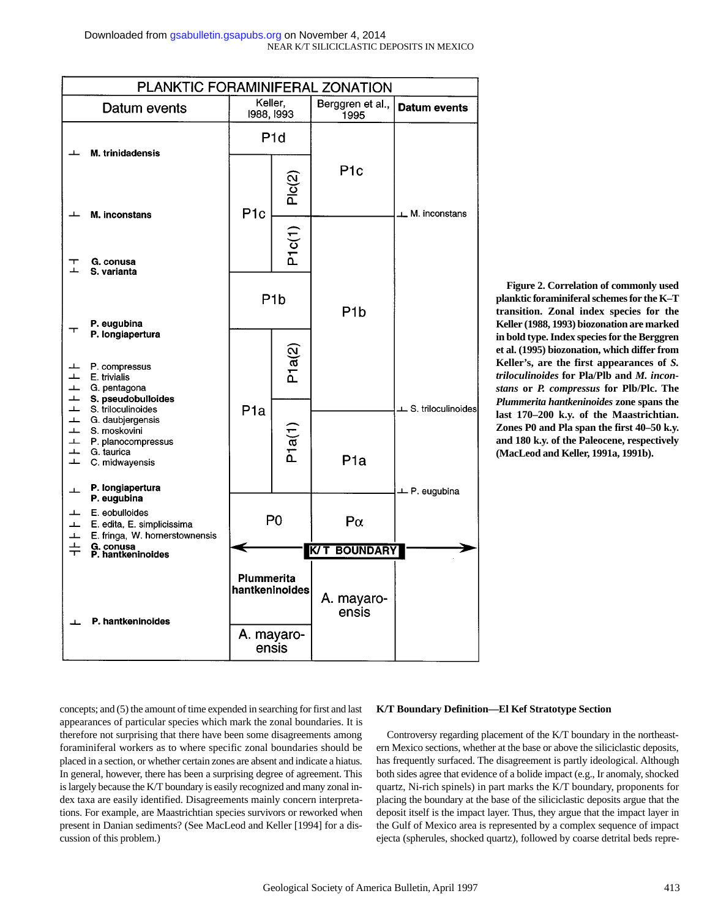| Datum events | Keller, 1988, 1993 | | Berggren et al., 1995 | Datum events |
|---|---|---|---|---|
| | P1d | | P1c | |
| ⊥ **M. trinidadensis** | P1c | Plc(2) | | |
| ⊥ **M. inconstans** | | P1c(1) | | ⊥ M. inconstans |
| ⊤ **G. conusa**; ⊥ **S. varianta** | P1b | | P1b | |
| ⊤ **P. eugubina**, **P. longiapertura** | P1a | P1a(2) | | |
| ⊥ P. compressus; ⊥ E. trivialis; ⊥ G. pentagona; ⊥ **S. pseudobulloides**; ⊥ S. triloculinoides; ⊥ G. daubjergensis; ⊥ S. moskovini; ⊥ P. planocompressus; ⊥ G. taurica; ⊥ C. midwayensis | | P1a(1) | P1a | ⊥ S. triloculinoides |
| ⊥ **P. longiapertura**, **P. eugubina** | | | | ⊥ P. eugubina |
| ⊥ E. eobulloides; ⊥ E. edita, E. simplicissima; ⊥ E. fringa, W. hornerstownensis; ⊥ **G. conusa**; ⊤ **P. hantkeninoides** | P0 | | Pα | |
| **K/T BOUNDARY** | | | | |
| | **Plummerita hantkeninoides** | | A. mayaroensis | |
| ⊥ **P. hantkeninoides** | A. mayaroensis | | | |

**Figure 2. Correlation of commonly used planktic foraminiferal schemes for the K–T transition. Zonal index species for the Keller (1988, 1993) biozonation are marked in bold type. Index species for the Berggren et al. (1995) biozonation, which differ from Keller's, are the first appearances of *S. triloculinoides* for Pla/Plb and *M. inconstans* or *P. compressus* for Plb/Plc. The *Plummerita hantkeninoides* zone spans the last 170–200 k.y. of the Maastrichtian. Zones P0 and Pla span the first 40–50 k.y. and 180 k.y. of the Paleocene, respectively (MacLeod and Keller, 1991a, 1991b).**

concepts; and (5) the amount of time expended in searching for first and last appearances of particular species which mark the zonal boundaries. It is therefore not surprising that there have been some disagreements among foraminiferal workers as to where specific zonal boundaries should be placed in a section, or whether certain zones are absent and indicate a hiatus. In general, however, there has been a surprising degree of agreement. This is largely because the K/T boundary is easily recognized and many zonal index taxa are easily identified. Disagreements mainly concern interpretations. For example, are Maastrichtian species survivors or reworked when present in Danian sediments? (See MacLeod and Keller [1994] for a discussion of this problem.)

### K/T Boundary Definition—El Kef Stratotype Section

Controversy regarding placement of the K/T boundary in the northeastern Mexico sections, whether at the base or above the siliciclastic deposits, has frequently surfaced. The disagreement is partly ideological. Although both sides agree that evidence of a bolide impact (e.g., Ir anomaly, shocked quartz, Ni-rich spinels) in part marks the K/T boundary, proponents for placing the boundary at the base of the siliciclastic deposits argue that the deposit itself is the impact layer. Thus, they argue that the impact layer in the Gulf of Mexico area is represented by a complex sequence of impact ejecta (spherules, shocked quartz), followed by coarse detrital beds repre-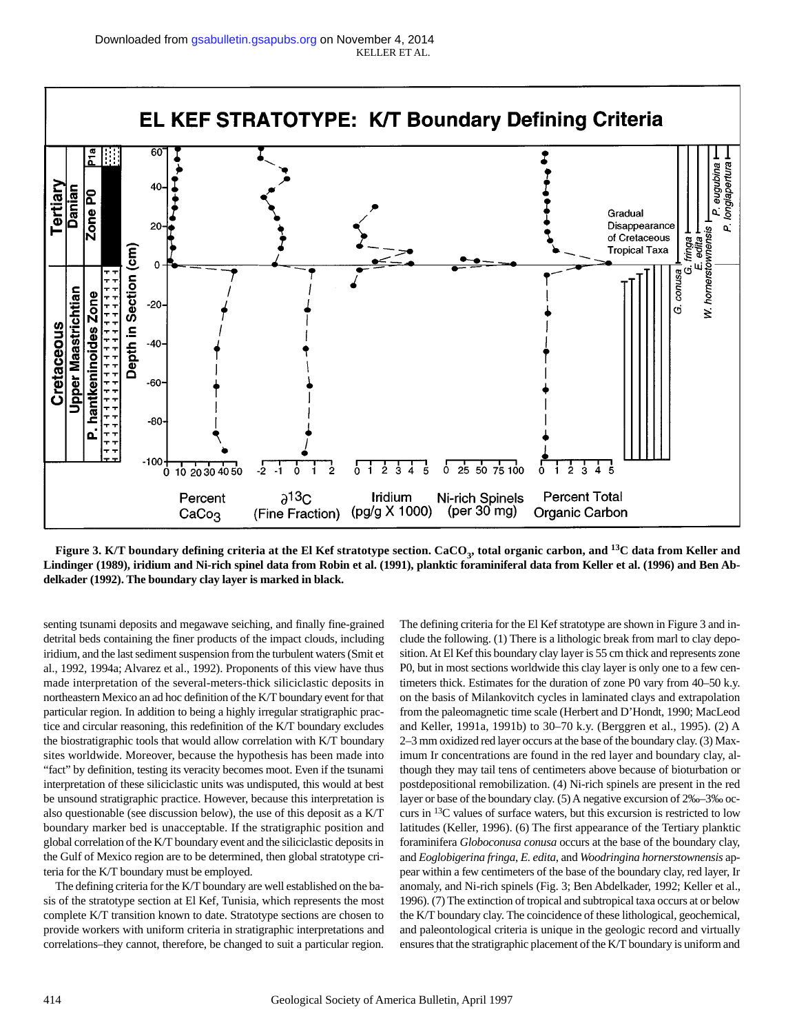**Figure 3. K/T boundary defining criteria at the El Kef stratotype section. $CaCO_3$, total organic carbon, and $^{13}C$ data from Keller and Lindinger (1989), iridium and Ni-rich spinel data from Robin et al. (1991), planktic foraminiferal data from Keller et al. (1996) and Ben Abdelkader (1992). The boundary clay layer is marked in black.**

senting tsunami deposits and megawave seiching, and finally fine-grained detrital beds containing the finer products of the impact clouds, including iridium, and the last sediment suspension from the turbulent waters (Smit et al., 1992, 1994a; Alvarez et al., 1992). Proponents of this view have thus made interpretation of the several-meters-thick siliciclastic deposits in northeastern Mexico an ad hoc definition of the K/T boundary event for that particular region. In addition to being a highly irregular stratigraphic practice and circular reasoning, this redefinition of the K/T boundary excludes the biostratigraphic tools that would allow correlation with K/T boundary sites worldwide. Moreover, because the hypothesis has been made into "fact" by definition, testing its veracity becomes moot. Even if the tsunami interpretation of these siliciclastic units was undisputed, this would at best be unsound stratigraphic practice. However, because this interpretation is also questionable (see discussion below), the use of this deposit as a K/T boundary marker bed is unacceptable. If the stratigraphic position and global correlation of the K/T boundary event and the siliciclastic deposits in the Gulf of Mexico region are to be determined, then global stratotype criteria for the K/T boundary must be employed.

The defining criteria for the K/T boundary are well established on the basis of the stratotype section at El Kef, Tunisia, which represents the most complete K/T transition known to date. Stratotype sections are chosen to provide workers with uniform criteria in stratigraphic interpretations and correlations–they cannot, therefore, be changed to suit a particular region. The defining criteria for the El Kef stratotype are shown in Figure 3 and include the following. (1) There is a lithologic break from marl to clay deposition. At El Kef this boundary clay layer is 55 cm thick and represents zone P0, but in most sections worldwide this clay layer is only one to a few centimeters thick. Estimates for the duration of zone P0 vary from 40–50 k.y. on the basis of Milankovitch cycles in laminated clays and extrapolation from the paleomagnetic time scale (Herbert and D'Hondt, 1990; MacLeod and Keller, 1991a, 1991b) to 30–70 k.y. (Berggren et al., 1995). (2) A 2–3 mm oxidized red layer occurs at the base of the boundary clay. (3) Maximum Ir concentrations are found in the red layer and boundary clay, although they may tail tens of centimeters above because of bioturbation or postdepositional remobilization. (4) Ni-rich spinels are present in the red layer or base of the boundary clay. (5) A negative excursion of 2‰–3‰ occurs in $^{13}C$ values of surface waters, but this excursion is restricted to low latitudes (Keller, 1996). (6) The first appearance of the Tertiary planktic foraminifera *Globoconusa conusa* occurs at the base of the boundary clay, and *Eoglobigerina fringa*, *E. edita*, and *Woodringina hornerstownensis* appear within a few centimeters of the base of the boundary clay, red layer, Ir anomaly, and Ni-rich spinels (Fig. 3; Ben Abdelkader, 1992; Keller et al., 1996). (7) The extinction of tropical and subtropical taxa occurs at or below the K/T boundary clay. The coincidence of these lithological, geochemical, and paleontological criteria is unique in the geologic record and virtually ensures that the stratigraphic placement of the K/T boundary is uniform and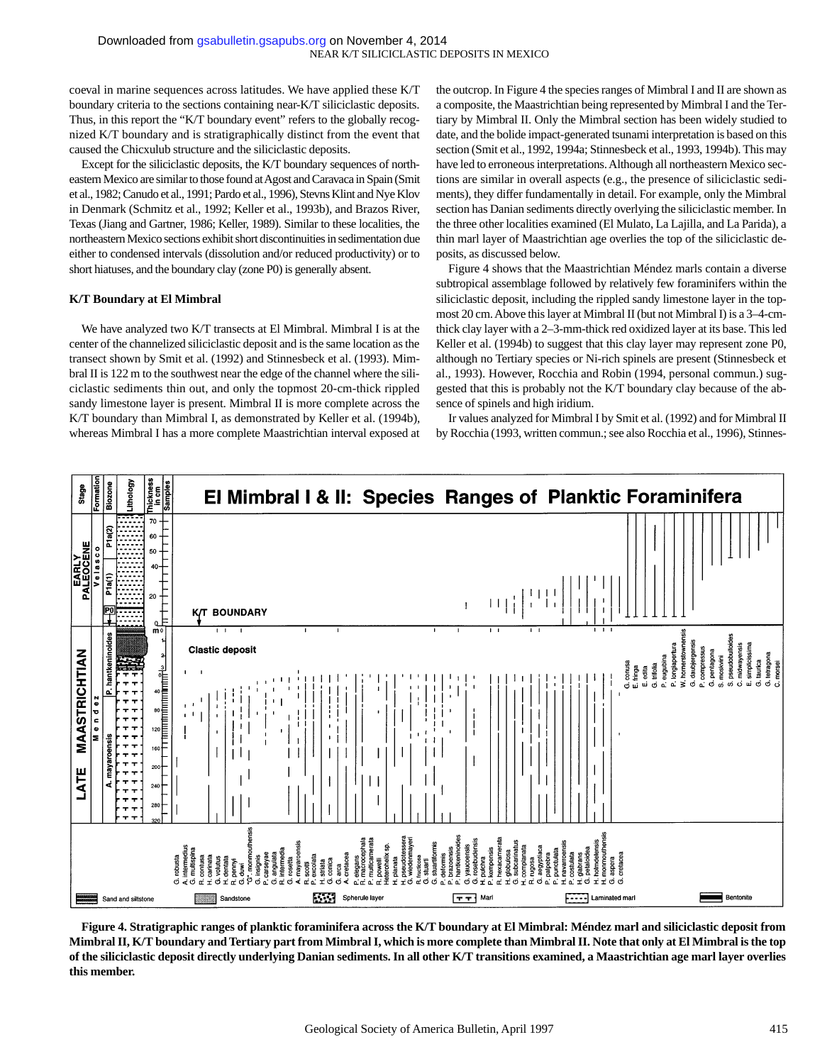coeval in marine sequences across latitudes. We have applied these K/T boundary criteria to the sections containing near-K/T siliciclastic deposits. Thus, in this report the "K/T boundary event" refers to the globally recognized K/T boundary and is stratigraphically distinct from the event that caused the Chicxulub structure and the siliciclastic deposits.

Except for the siliciclastic deposits, the K/T boundary sequences of northeastern Mexico are similar to those found at Agost and Caravaca in Spain (Smit et al., 1982; Canudo et al., 1991; Pardo et al., 1996), Stevns Klint and Nye Klov in Denmark (Schmitz et al., 1992; Keller et al., 1993b), and Brazos River, Texas (Jiang and Gartner, 1986; Keller, 1989). Similar to these localities, the northeastern Mexico sections exhibit short discontinuities in sedimentation due either to condensed intervals (dissolution and/or reduced productivity) or to short hiatuses, and the boundary clay (zone P0) is generally absent.

### K/T Boundary at El Mimbral

We have analyzed two K/T transects at El Mimbral. Mimbral I is at the center of the channelized siliciclastic deposit and is the same location as the transect shown by Smit et al. (1992) and Stinnesbeck et al. (1993). Mimbral II is 122 m to the southwest near the edge of the channel where the siliciclastic sediments thin out, and only the topmost 20-cm-thick rippled sandy limestone layer is present. Mimbral II is more complete across the K/T boundary than Mimbral I, as demonstrated by Keller et al. (1994b), whereas Mimbral I has a more complete Maastrichtian interval exposed at the outcrop. In Figure 4 the species ranges of Mimbral I and II are shown as a composite, the Maastrichtian being represented by Mimbral I and the Tertiary by Mimbral II. Only the Mimbral section has been widely studied to date, and the bolide impact-generated tsunami interpretation is based on this section (Smit et al., 1992, 1994a; Stinnesbeck et al., 1993, 1994b). This may have led to erroneous interpretations. Although all northeastern Mexico sections are similar in overall aspects (e.g., the presence of siliciclastic sediments), they differ fundamentally in detail. For example, only the Mimbral section has Danian sediments directly overlying the siliciclastic member. In the three other localities examined (El Mulato, La Lajilla, and La Parida), a thin marl layer of Maastrichtian age overlies the top of the siliciclastic deposits, as discussed below.

Figure 4 shows that the Maastrichtian Méndez marls contain a diverse subtropical assemblage followed by relatively few foraminifers within the siliciclastic deposit, including the rippled sandy limestone layer in the topmost 20 cm. Above this layer at Mimbral II (but not Mimbral I) is a 3–4-cm-thick clay layer with a 2–3-mm-thick red oxidized layer at its base. This led Keller et al. (1994b) to suggest that this clay layer may represent zone P0, although no Tertiary species or Ni-rich spinels are present (Stinnesbeck et al., 1993). However, Rocchia and Robin (1994, personal commun.) suggested that this is probably not the K/T boundary clay because of the absence of spinels and high iridium.

Ir values analyzed for Mimbral I by Smit et al. (1992) and for Mimbral II by Rocchia (1993, written commun.; see also Rocchia et al., 1996), Stinnes-

**Figure 4. Stratigraphic ranges of planktic foraminifera across the K/T boundary at El Mimbral: Méndez marl and siliciclastic deposit from Mimbral II, K/T boundary and Tertiary part from Mimbral I, which is more complete than Mimbral II. Note that only at El Mimbral is the top of the siliciclastic deposit directly underlying Danian sediments. In all other K/T transitions examined, a Maastrichtian age marl layer overlies this member.**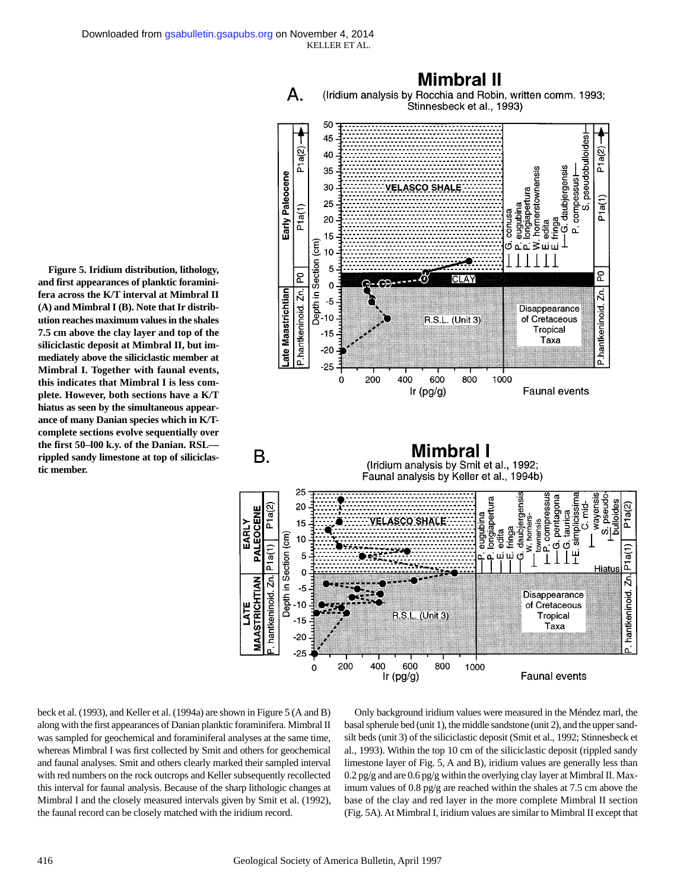Figure 5. Iridium distribution, lithology, and first appearances of planktic foraminifera across the K/T interval at Mimbral II (A) and Mimbral I (B). Note that Ir distribution reaches maximum values in the shales 7.5 cm above the clay layer and top of the siliciclastic deposit at Mimbral II, but immediately above the siliciclastic member at Mimbral I. Together with faunal events, this indicates that Mimbral I is less complete. However, both sections have a K/T hiatus as seen by the simultaneous appearance of many Danian species which in K/T-complete sections evolve sequentially over the first 50–100 k.y. of the Danian. RSL—rippled sandy limestone at top of siliciclastic member.

beck et al. (1993), and Keller et al. (1994a) are shown in Figure 5 (A and B) along with the first appearances of Danian planktic foraminifera. Mimbral II was sampled for geochemical and foraminiferal analyses at the same time, whereas Mimbral I was first collected by Smit and others for geochemical and faunal analyses. Smit and others clearly marked their sampled interval with red numbers on the rock outcrops and Keller subsequently recollected this interval for faunal analysis. Because of the sharp lithologic changes at Mimbral I and the closely measured intervals given by Smit et al. (1992), the faunal record can be closely matched with the iridium record.

Only background iridium values were measured in the Méndez marl, the basal spherule bed (unit 1), the middle sandstone (unit 2), and the upper sand-silt beds (unit 3) of the siliciclastic deposit (Smit et al., 1992; Stinnesbeck et al., 1993). Within the top 10 cm of the siliciclastic deposit (rippled sandy limestone layer of Fig. 5, A and B), iridium values are generally less than 0.2 pg/g and are 0.6 pg/g within the overlying clay layer at Mimbral II. Maximum values of 0.8 pg/g are reached within the shales at 7.5 cm above the base of the clay and red layer in the more complete Mimbral II section (Fig. 5A). At Mimbral I, iridium values are similar to Mimbral II except that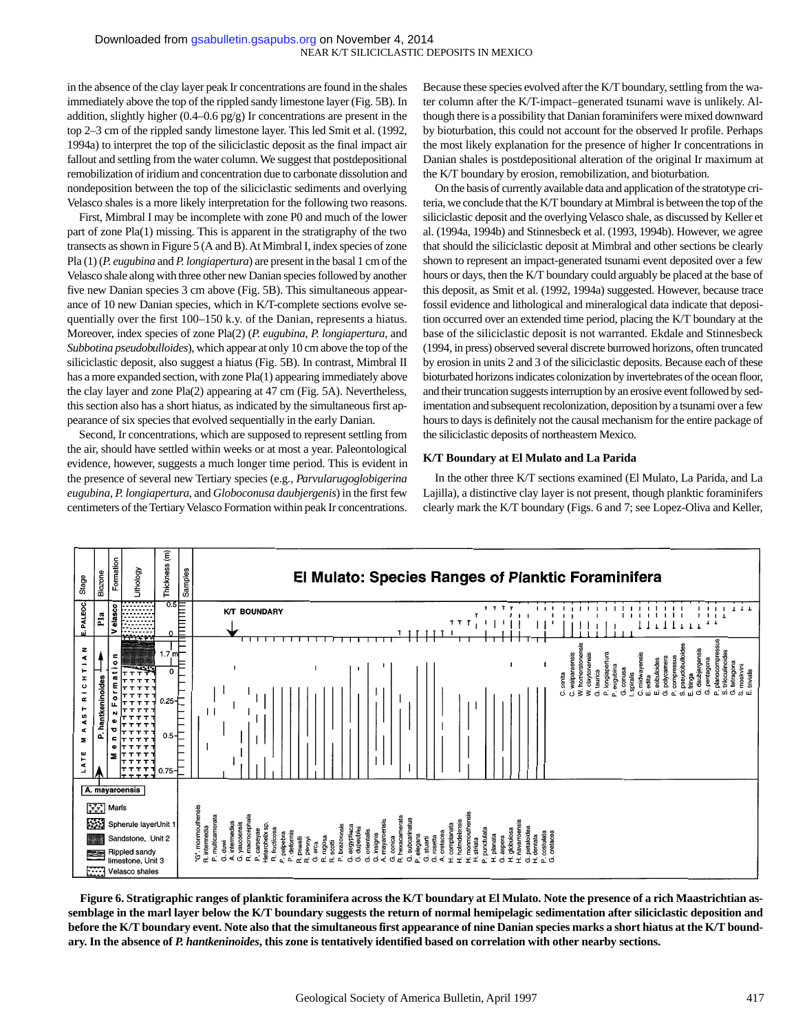in the absence of the clay layer peak Ir concentrations are found in the shales immediately above the top of the rippled sandy limestone layer (Fig. 5B). In addition, slightly higher (0.4–0.6 pg/g) Ir concentrations are present in the top 2–3 cm of the rippled sandy limestone layer. This led Smit et al. (1992, 1994a) to interpret the top of the siliciclastic deposit as the final impact air fallout and settling from the water column. We suggest that postdepositional remobilization of iridium and concentration due to carbonate dissolution and nondeposition between the top of the siliciclastic sediments and overlying Velasco shales is a more likely interpretation for the following two reasons.

First, Mimbral I may be incomplete with zone P0 and much of the lower part of zone Pla(1) missing. This is apparent in the stratigraphy of the two transects as shown in Figure 5 (A and B). At Mimbral I, index species of zone Pla (1) (*P. eugubina* and *P. longiapertura*) are present in the basal 1 cm of the Velasco shale along with three other new Danian species followed by another five new Danian species 3 cm above (Fig. 5B). This simultaneous appearance of 10 new Danian species, which in K/T-complete sections evolve sequentially over the first 100–150 k.y. of the Danian, represents a hiatus. Moreover, index species of zone Pla(2) (*P. eugubina*, *P. longiapertura*, and *Subbotina pseudobulloides*), which appear at only 10 cm above the top of the siliciclastic deposit, also suggest a hiatus (Fig. 5B). In contrast, Mimbral II has a more expanded section, with zone Pla(1) appearing immediately above the clay layer and zone Pla(2) appearing at 47 cm (Fig. 5A). Nevertheless, this section also has a short hiatus, as indicated by the simultaneous first appearance of six species that evolved sequentially in the early Danian.

Second, Ir concentrations, which are supposed to represent settling from the air, should have settled within weeks or at most a year. Paleontological evidence, however, suggests a much longer time period. This is evident in the presence of several new Tertiary species (e.g., *Parvularugoglobigerina eugubina*, *P. longiapertura*, and *Globoconusa daubjergensis*) in the first few centimeters of the Tertiary Velasco Formation within peak Ir concentrations. Because these species evolved after the K/T boundary, settling from the water column after the K/T-impact–generated tsunami wave is unlikely. Although there is a possibility that Danian foraminifers were mixed downward by bioturbation, this could not account for the observed Ir profile. Perhaps the most likely explanation for the presence of higher Ir concentrations in Danian shales is postdepositional alteration of the original Ir maximum at the K/T boundary by erosion, remobilization, and bioturbation.

On the basis of currently available data and application of the stratotype criteria, we conclude that the K/T boundary at Mimbral is between the top of the siliciclastic deposit and the overlying Velasco shale, as discussed by Keller et al. (1994a, 1994b) and Stinnesbeck et al. (1993, 1994b). However, we agree that should the siliciclastic deposit at Mimbral and other sections be clearly shown to represent an impact-generated tsunami event deposited over a few hours or days, then the K/T boundary could arguably be placed at the base of this deposit, as Smit et al. (1992, 1994a) suggested. However, because trace fossil evidence and lithological and mineralogical data indicate that deposition occurred over an extended time period, placing the K/T boundary at the base of the siliciclastic deposit is not warranted. Ekdale and Stinnesbeck (1994, in press) observed several discrete burrowed horizons, often truncated by erosion in units 2 and 3 of the siliciclastic deposits. Because each of these bioturbated horizons indicates colonization by invertebrates of the ocean floor, and their truncation suggests interruption by an erosive event followed by sedimentation and subsequent recolonization, deposition by a tsunami over a few hours to days is definitely not the causal mechanism for the entire package of the siliciclastic deposits of northeastern Mexico.

### K/T Boundary at El Mulato and La Parida

In the other three K/T sections examined (El Mulato, La Parida, and La Lajilla), a distinctive clay layer is not present, though planktic foraminifers clearly mark the K/T boundary (Figs. 6 and 7; see Lopez-Oliva and Keller,

El Mulato: Species Ranges of Planktic Foraminifera

Stage | Biozone | Formation | Lithology | Thickness (m) | Samples

E. PALEOC. | Pla | Velasco

LATE MAASTRICHTIAN | P. hantkeninoides | Mendez Formation

A. mayaroensis

0.5, 0, 1.7 m, 0, 0.25, 0.5, 0.75

K/T BOUNDARY

Marls
Spherule layer Unit 1
Sandstone, Unit 2
Rippled sandy limestone, Unit 3
Velasco shales

"G". monmouthensis, R. intermedia, P. multicamerata, G. duwi, A. intermedius, G. yaucoensis, R. macrocephala, P. carseyae, Heterohelix sp., R. fructicosa, P. palpebra, P. deformis, R. powelli, R. pennyi, G. arca, R. rugosa, R. scotti, P. brazoensis, G. aegyptiaca, G. dupeublei, G. orientalis, G. insignis, A. mayaroensis, G. conica, R. hexacamerata, G. subcarinatus, P. elegans, G. stuarti, G. rosetta, A. cretacea, H. complanata, H. holmdelensis, H. monmouthensis, H. striata, P. punctulata, H. planata, G. aspera, H. globulosa, H. navarroensis, G. petaloidea, H. dentata, P. costulata, G. cretacea

C. cf. midwayensis? (C. onnita), C. walparaensis, W. hornerstownensis, W. claytonensis, G. taurica, P. longiapertura, P. eugubina, G. conusa, I. spiralis, C. midwayensis, E. edita, E. eobulloides, G. pentagona, P. compressus, S. pseudobulloides, E. fringa, G. daubjergensis, G. pentagona, P. planocompressus, S. triloculinoides, G. tetragona, S. moskvini, E. trivialis

**Figure 6. Stratigraphic ranges of planktic foraminifera across the K/T boundary at El Mulato. Note the presence of a rich Maastrichtian assemblage in the marl layer below the K/T boundary suggests the return of normal hemipelagic sedimentation after siliciclastic deposition and before the K/T boundary event. Note also that the simultaneous first appearance of nine Danian species marks a short hiatus at the K/T boundary. In the absence of *P. hantkeninoides*, this zone is tentatively identified based on correlation with other nearby sections.**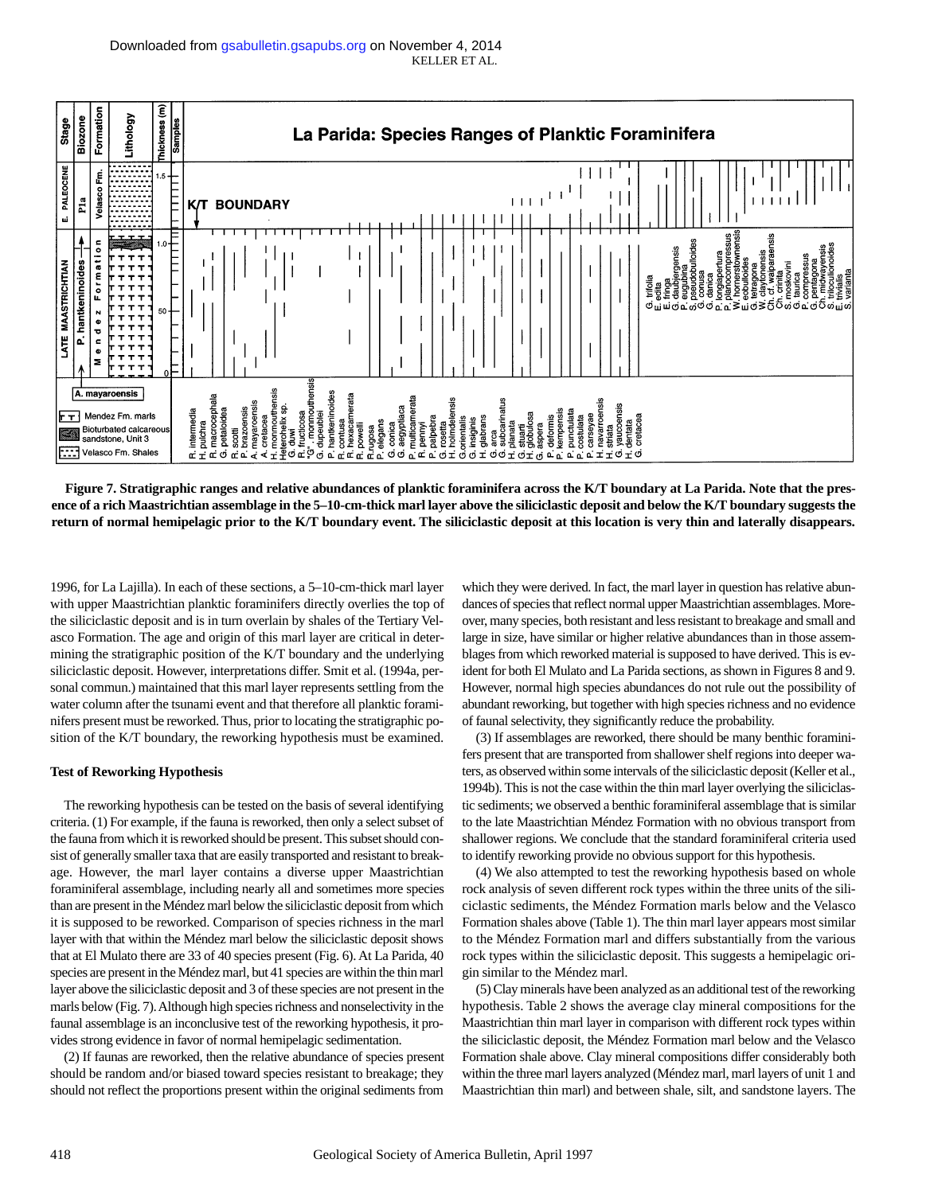**Figure 7. Stratigraphic ranges and relative abundances of planktic foraminifera across the K/T boundary at La Parida. Note that the presence of a rich Maastrichtian assemblage in the 5–10-cm-thick marl layer above the siliciclastic deposit and below the K/T boundary suggests the return of normal hemipelagic prior to the K/T boundary event. The siliciclastic deposit at this location is very thin and laterally disappears.**

1996, for La Lajilla). In each of these sections, a 5–10-cm-thick marl layer with upper Maastrichtian planktic foraminifers directly overlies the top of the siliciclastic deposit and is in turn overlain by shales of the Tertiary Velasco Formation. The age and origin of this marl layer are critical in determining the stratigraphic position of the K/T boundary and the underlying siliciclastic deposit. However, interpretations differ. Smit et al. (1994a, personal commun.) maintained that this marl layer represents settling from the water column after the tsunami event and that therefore all planktic foraminifers present must be reworked. Thus, prior to locating the stratigraphic position of the K/T boundary, the reworking hypothesis must be examined.

### Test of Reworking Hypothesis

The reworking hypothesis can be tested on the basis of several identifying criteria. (1) For example, if the fauna is reworked, then only a select subset of the fauna from which it is reworked should be present. This subset should consist of generally smaller taxa that are easily transported and resistant to breakage. However, the marl layer contains a diverse upper Maastrichtian foraminiferal assemblage, including nearly all and sometimes more species than are present in the Méndez marl below the siliciclastic deposit from which it is supposed to be reworked. Comparison of species richness in the marl layer with that within the Méndez marl below the siliciclastic deposit shows that at El Mulato there are 33 of 40 species present (Fig. 6). At La Parida, 40 species are present in the Méndez marl, but 41 species are within the thin marl layer above the siliciclastic deposit and 3 of these species are not present in the marls below (Fig. 7). Although high species richness and nonselectivity in the faunal assemblage is an inconclusive test of the reworking hypothesis, it provides strong evidence in favor of normal hemipelagic sedimentation.

(2) If faunas are reworked, then the relative abundance of species present should be random and/or biased toward species resistant to breakage; they should not reflect the proportions present within the original sediments from which they were derived. In fact, the marl layer in question has relative abundances of species that reflect normal upper Maastrichtian assemblages. Moreover, many species, both resistant and less resistant to breakage and small and large in size, have similar or higher relative abundances than in those assemblages from which reworked material is supposed to have derived. This is evident for both El Mulato and La Parida sections, as shown in Figures 8 and 9. However, normal high species abundances do not rule out the possibility of abundant reworking, but together with high species richness and no evidence of faunal selectivity, they significantly reduce the probability.

(3) If assemblages are reworked, there should be many benthic foraminifers present that are transported from shallower shelf regions into deeper waters, as observed within some intervals of the siliciclastic deposit (Keller et al., 1994b). This is not the case within the thin marl layer overlying the siliciclastic sediments; we observed a benthic foraminiferal assemblage that is similar to the late Maastrichtian Méndez Formation with no obvious transport from shallower regions. We conclude that the standard foraminiferal criteria used to identify reworking provide no obvious support for this hypothesis.

(4) We also attempted to test the reworking hypothesis based on whole rock analysis of seven different rock types within the three units of the siliciclastic sediments, the Méndez Formation marls below and the Velasco Formation shales above (Table 1). The thin marl layer appears most similar to the Méndez Formation marl and differs substantially from the various rock types within the siliciclastic deposit. This suggests a hemipelagic origin similar to the Méndez marl.

(5) Clay minerals have been analyzed as an additional test of the reworking hypothesis. Table 2 shows the average clay mineral compositions for the Maastrichtian thin marl layer in comparison with different rock types within the siliciclastic deposit, the Méndez Formation marl below and the Velasco Formation shale above. Clay mineral compositions differ considerably both within the three marl layers analyzed (Méndez marl, marl layers of unit 1 and Maastrichtian thin marl) and between shale, silt, and sandstone layers. The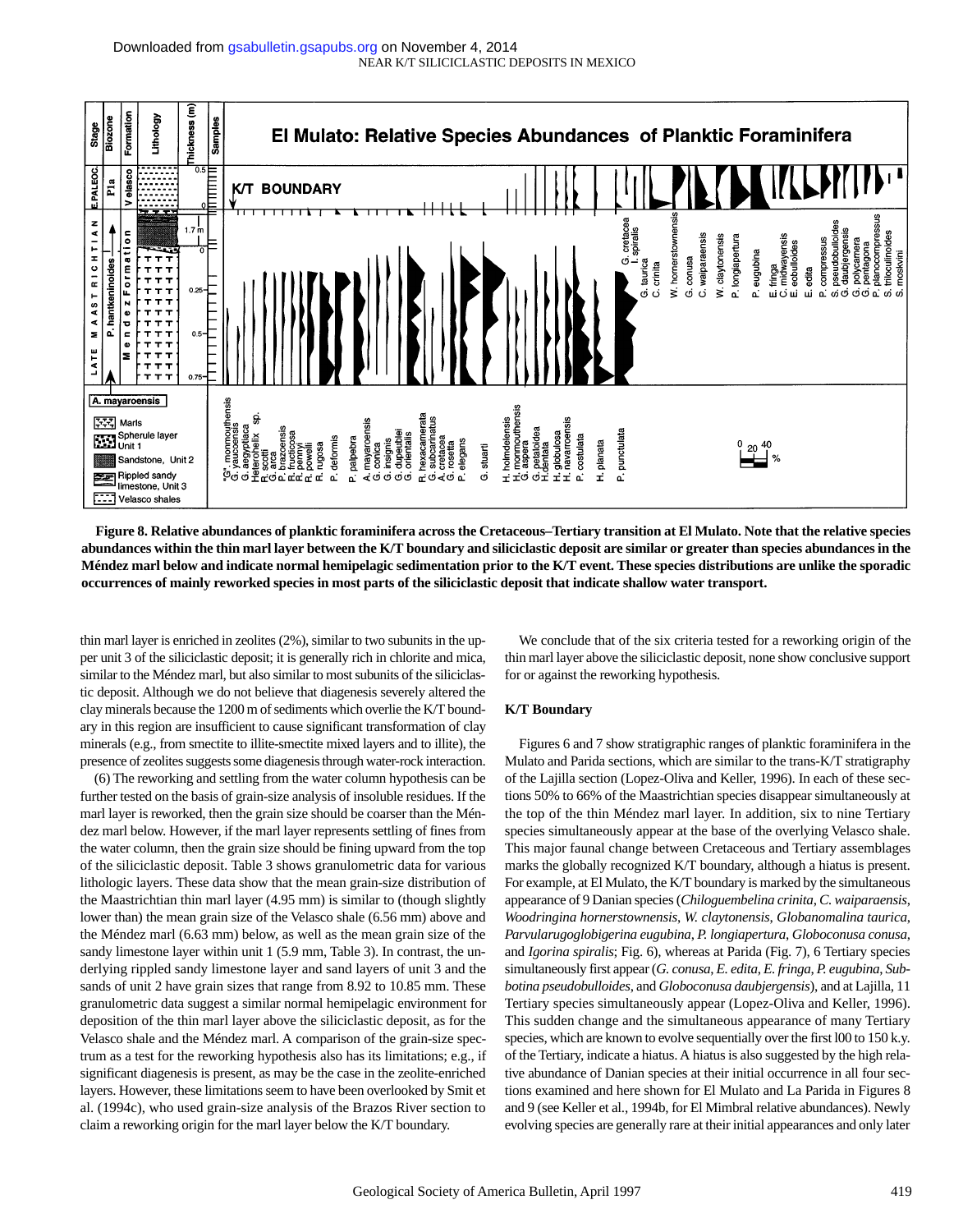**Figure 8. Relative abundances of planktic foraminifera across the Cretaceous–Tertiary transition at El Mulato. Note that the relative species abundances within the thin marl layer between the K/T boundary and siliciclastic deposit are similar or greater than species abundances in the Méndez marl below and indicate normal hemipelagic sedimentation prior to the K/T event. These species distributions are unlike the sporadic occurrences of mainly reworked species in most parts of the siliciclastic deposit that indicate shallow water transport.**

thin marl layer is enriched in zeolites (2%), similar to two subunits in the upper unit 3 of the siliciclastic deposit; it is generally rich in chlorite and mica, similar to the Méndez marl, but also similar to most subunits of the siliciclastic deposit. Although we do not believe that diagenesis severely altered the clay minerals because the 1200 m of sediments which overlie the K/T boundary in this region are insufficient to cause significant transformation of clay minerals (e.g., from smectite to illite-smectite mixed layers and to illite), the presence of zeolites suggests some diagenesis through water-rock interaction.

(6) The reworking and settling from the water column hypothesis can be further tested on the basis of grain-size analysis of insoluble residues. If the marl layer is reworked, then the grain size should be coarser than the Méndez marl below. However, if the marl layer represents settling of fines from the water column, then the grain size should be fining upward from the top of the siliciclastic deposit. Table 3 shows granulometric data for various lithologic layers. These data show that the mean grain-size distribution of the Maastrichtian thin marl layer (4.95 mm) is similar to (though slightly lower than) the mean grain size of the Velasco shale (6.56 mm) above and the Méndez marl (6.63 mm) below, as well as the mean grain size of the sandy limestone layer within unit 1 (5.9 mm, Table 3). In contrast, the underlying rippled sandy limestone layer and sand layers of unit 3 and the sands of unit 2 have grain sizes that range from 8.92 to 10.85 mm. These granulometric data suggest a similar normal hemipelagic environment for deposition of the thin marl layer above the siliciclastic deposit, as for the Velasco shale and the Méndez marl. A comparison of the grain-size spectrum as a test for the reworking hypothesis also has its limitations; e.g., if significant diagenesis is present, as may be the case in the zeolite-enriched layers. However, these limitations seem to have been overlooked by Smit et al. (1994c), who used grain-size analysis of the Brazos River section to claim a reworking origin for the marl layer below the K/T boundary.

We conclude that of the six criteria tested for a reworking origin of the thin marl layer above the siliciclastic deposit, none show conclusive support for or against the reworking hypothesis.

### K/T Boundary

Figures 6 and 7 show stratigraphic ranges of planktic foraminifera in the Mulato and Parida sections, which are similar to the trans-K/T stratigraphy of the Lajilla section (Lopez-Oliva and Keller, 1996). In each of these sections 50% to 66% of the Maastrichtian species disappear simultaneously at the top of the thin Méndez marl layer. In addition, six to nine Tertiary species simultaneously appear at the base of the overlying Velasco shale. This major faunal change between Cretaceous and Tertiary assemblages marks the globally recognized K/T boundary, although a hiatus is present. For example, at El Mulato, the K/T boundary is marked by the simultaneous appearance of 9 Danian species (*Chiloguembelina crinita*, *C. waiparaensis*, *Woodringina hornerstownensis*, *W. claytonensis*, *Globanomalina taurica*, *Parvularugoglobigerina eugubina*, *P. longiapertura*, *Globoconusa conusa*, and *Igorina spiralis*; Fig. 6), whereas at Parida (Fig. 7), 6 Tertiary species simultaneously first appear (*G. conusa*, *E. edita*, *E. fringa*, *P. eugubina*, *Subbotina pseudobulloides*, and *Globoconusa daubjergensis*), and at Lajilla, 11 Tertiary species simultaneously appear (Lopez-Oliva and Keller, 1996). This sudden change and the simultaneous appearance of many Tertiary species, which are known to evolve sequentially over the first l00 to 150 k.y. of the Tertiary, indicate a hiatus. A hiatus is also suggested by the high relative abundance of Danian species at their initial occurrence in all four sections examined and here shown for El Mulato and La Parida in Figures 8 and 9 (see Keller et al., 1994b, for El Mimbral relative abundances). Newly evolving species are generally rare at their initial appearances and only later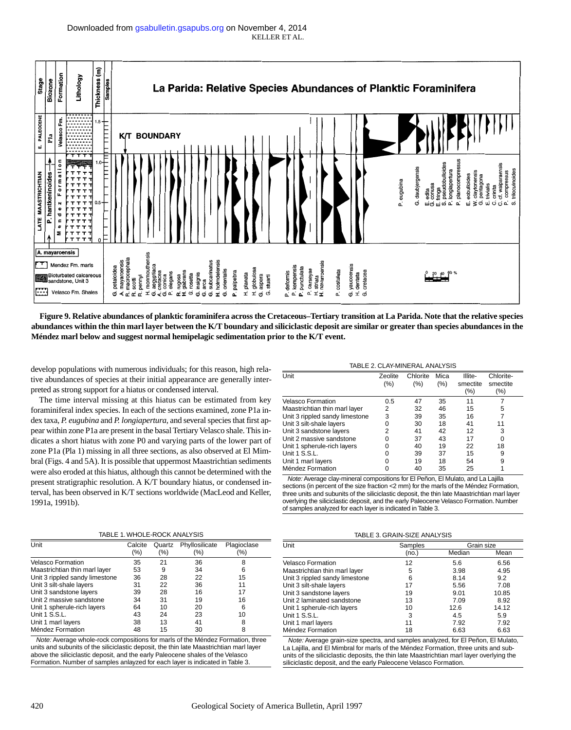**Figure 9. Relative abundances of planktic foraminifera across the Cretaceous–Tertiary transition at La Parida. Note that the relative species abundances within the thin marl layer between the K/T boundary and siliciclastic deposit are similar or greater than species abundances in the Méndez marl below and suggest normal hemipelagic sedimentation prior to the K/T event.**

develop populations with numerous individuals; for this reason, high relative abundances of species at their initial appearance are generally interpreted as strong support for a hiatus or condensed interval.

The time interval missing at this hiatus can be estimated from key foraminiferal index species. In each of the sections examined, zone P1a index taxa, *P. eugubina* and *P. longiapertura*, and several species that first appear within zone P1a are present in the basal Tertiary Velasco shale. This indicates a short hiatus with zone P0 and varying parts of the lower part of zone P1a (Pla 1) missing in all three sections, as also observed at El Mimbral (Figs. 4 and 5A). It is possible that uppermost Maastrichtian sediments were also eroded at this hiatus, although this cannot be determined with the present stratigraphic resolution. A K/T boundary hiatus, or condensed interval, has been observed in K/T sections worldwide (MacLeod and Keller, 1991a, 1991b).

TABLE 1. WHOLE-ROCK ANALYSIS

| Unit | Calcite (%) | Quartz (%) | Phyllosilicate (%) | Plagioclase (%) |
|---|---|---|---|---|
| Velasco Formation | 35 | 21 | 36 | 8 |
| Maastrichtian thin marl layer | 53 | 9 | 34 | 6 |
| Unit 3 rippled sandy limestone | 36 | 28 | 22 | 15 |
| Unit 3 silt-shale layers | 31 | 22 | 36 | 11 |
| Unit 3 sandstone layers | 39 | 28 | 16 | 17 |
| Unit 2 massive sandstone | 34 | 31 | 19 | 16 |
| Unit 1 spherule-rich layers | 64 | 10 | 20 | 6 |
| Unit 1 S.S.L. | 43 | 24 | 23 | 10 |
| Unit 1 marl layers | 38 | 13 | 41 | 8 |
| Méndez Formation | 48 | 15 | 30 | 8 |

*Note:* Average whole-rock compositions for marls of the Méndez Formation, three units and subunits of the siliciclastic deposit, the thin late Maastrichtian marl layer above the siliciclastic deposit, and the early Paleocene shales of the Velasco Formation. Number of samples anlayzed for each layer is indicated in Table 3.

TABLE 2. CLAY-MINERAL ANALYSIS

| Unit | Zeolite (%) | Chlorite (%) | Mica (%) | Illite-smectite (%) | Chlorite-smectite (%) |
|---|---|---|---|---|---|
| Velasco Formation | 0.5 | 47 | 35 | 11 | 7 |
| Maastrichtian thin marl layer | 2 | 32 | 46 | 15 | 5 |
| Unit 3 rippled sandy limestone | 3 | 39 | 35 | 16 | 7 |
| Unit 3 silt-shale layers | 0 | 30 | 18 | 41 | 11 |
| Unit 3 sandstone layers | 2 | 41 | 42 | 12 | 3 |
| Unit 2 massive sandstone | 0 | 37 | 43 | 17 | 0 |
| Unit 1 spherule-rich layers | 0 | 40 | 19 | 22 | 18 |
| Unit 1 S.S.L. | 0 | 39 | 37 | 15 | 9 |
| Unit 1 marl layers | 0 | 19 | 18 | 54 | 9 |
| Méndez Formation | 0 | 40 | 35 | 25 | 1 |

*Note:* Average clay-mineral compositions for El Peñon, El Mulato, and La Lajilla sections (in percent of the size fraction <2 mm) for the marls of the Méndez Formation, three units and subunits of the siliciclastic deposit, the thin late Maastrichtian marl layer overlying the siliciclastic deposit, and the early Paleocene Velasco Formation. Number of samples analyzed for each layer is indicated in Table 3.

TABLE 3. GRAIN-SIZE ANALYSIS

| Unit | Samples (no.) | Grain size Median | Mean |
|---|---|---|---|
| Velasco Formation | 12 | 5.6 | 6.56 |
| Maastrichtian thin marl layer | 5 | 3.98 | 4.95 |
| Unit 3 rippled sandy limestone | 6 | 8.14 | 9.2 |
| Unit 3 silt-shale layers | 17 | 5.56 | 7.08 |
| Unit 3 sandstone layers | 19 | 9.01 | 10.85 |
| Unit 2 laminated sandstone | 13 | 7.09 | 8.92 |
| Unit 1 spherule-rich layers | 10 | 12.6 | 14.12 |
| Unit 1 S.S.L. | 3 | 4.5 | 5.9 |
| Unit 1 marl layers | 11 | 7.92 | 7.92 |
| Méndez Formation | 18 | 6.63 | 6.63 |

*Note:* Average grain-size spectra, and samples analyzed, for El Peñon, El Mulato, La Lajilla, and El Mimbral for marls of the Méndez Formation, three units and subunits of the siliciclastic deposits, the thin late Maastrichtian marl layer overlying the siliciclastic deposit, and the early Paleocene Velasco Formation.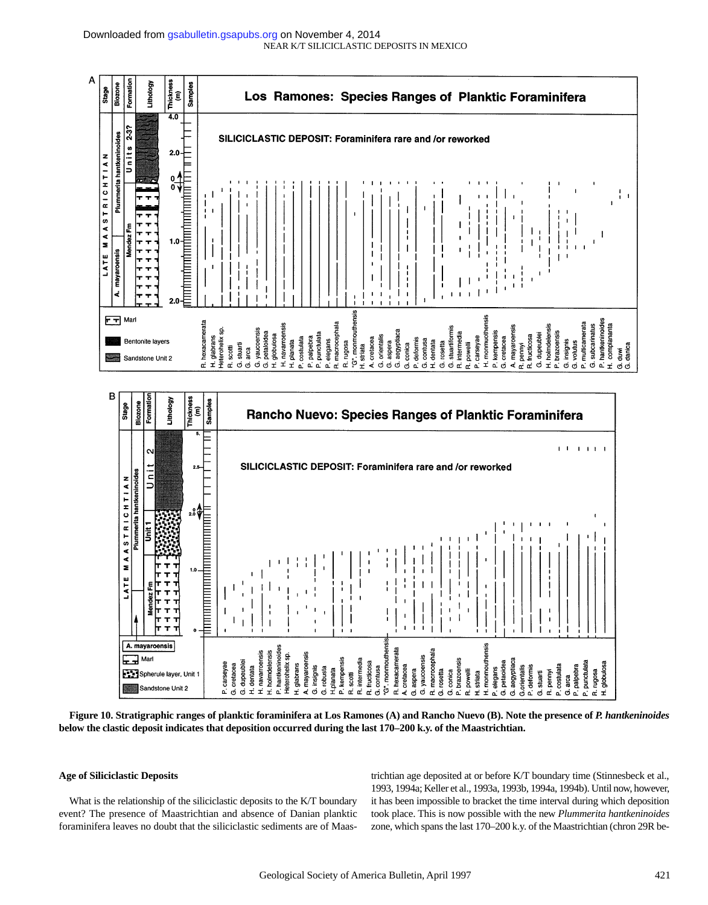**Figure 10. Stratigraphic ranges of planktic foraminifera at Los Ramones (A) and Rancho Nuevo (B). Note the presence of *P. hantkeninoides* below the clastic deposit indicates that deposition occurred during the last 170–200 k.y. of the Maastrichtian.**

### Age of Siliciclastic Deposits

What is the relationship of the siliciclastic deposits to the K/T boundary event? The presence of Maastrichtian and absence of Danian planktic foraminifera leaves no doubt that the siliciclastic sediments are of Maastrichtian age deposited at or before K/T boundary time (Stinnesbeck et al., 1993, 1994a; Keller et al., 1993a, 1993b, 1994a, 1994b). Until now, however, it has been impossible to bracket the time interval during which deposition took place. This is now possible with the new *Plummerita hantkeninoides* zone, which spans the last 170–200 k.y. of the Maastrichtian (chron 29R be-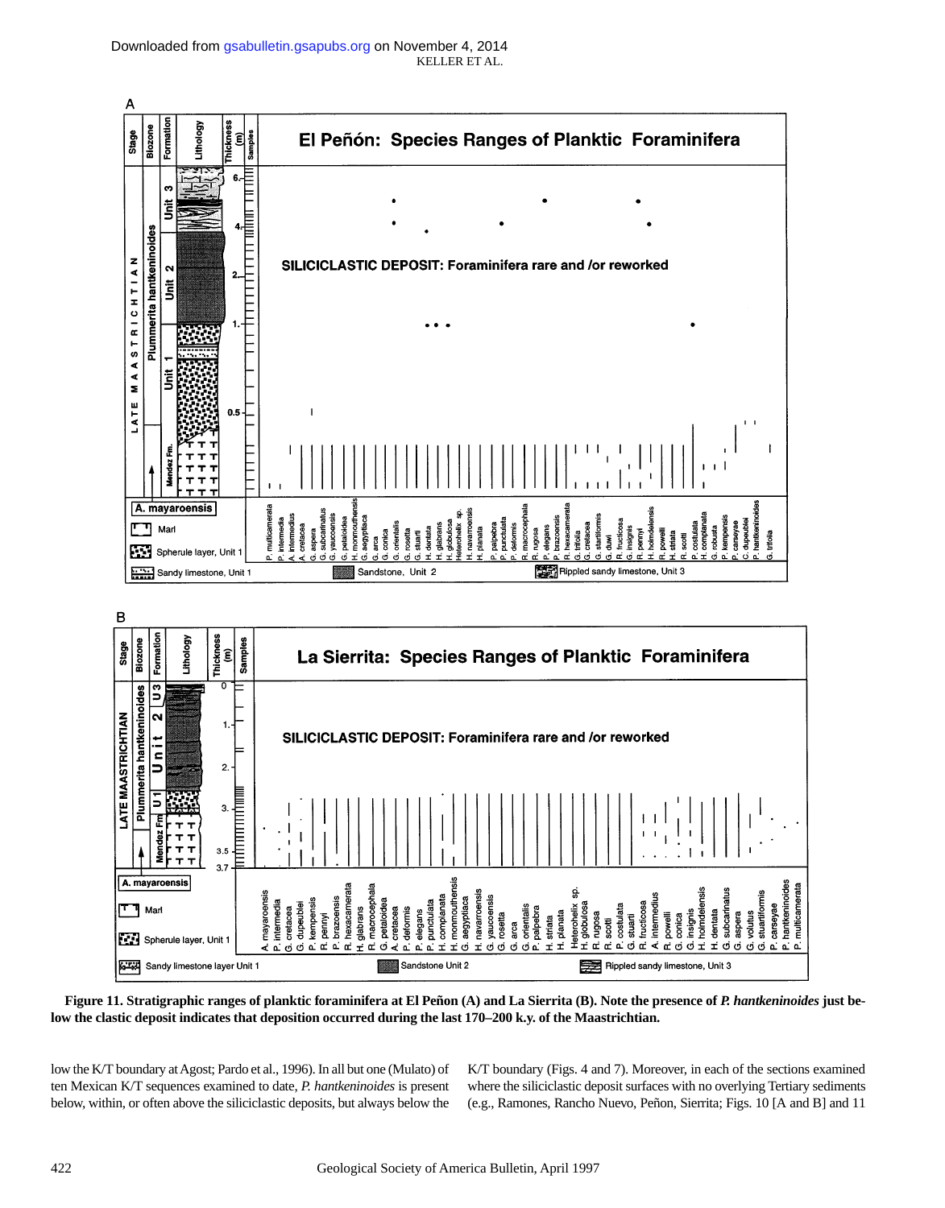**Figure 11. Stratigraphic ranges of planktic foraminifera at El Peñon (A) and La Sierrita (B). Note the presence of *P. hantkeninoides* just below the clastic deposit indicates that deposition occurred during the last 170–200 k.y. of the Maastrichtian.**

low the K/T boundary at Agost; Pardo et al., 1996). In all but one (Mulato) of ten Mexican K/T sequences examined to date, *P. hantkeninoides* is present below, within, or often above the siliciclastic deposits, but always below the K/T boundary (Figs. 4 and 7). Moreover, in each of the sections examined where the siliciclastic deposit surfaces with no overlying Tertiary sediments (e.g., Ramones, Rancho Nuevo, Peñon, Sierrita; Figs. 10 [A and B] and 11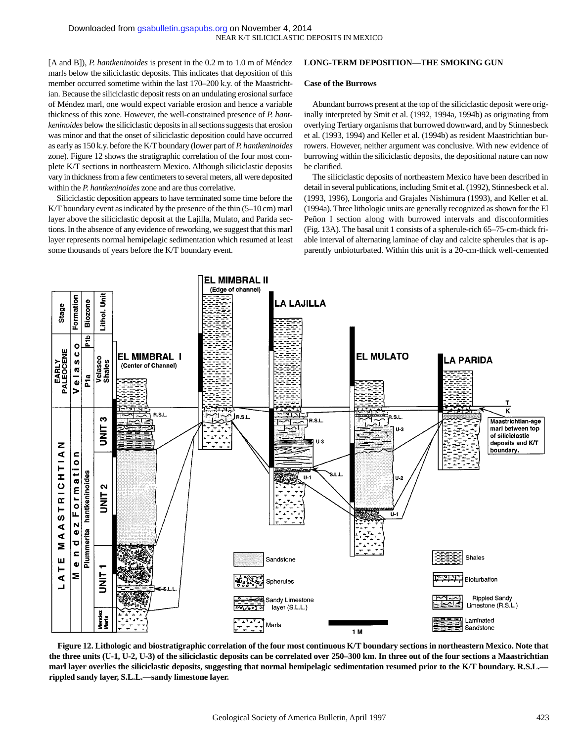[A and B]), *P. hantkeninoides* is present in the 0.2 m to 1.0 m of Méndez marls below the siliciclastic deposits. This indicates that deposition of this member occurred sometime within the last 170–200 k.y. of the Maastrichtian. Because the siliciclastic deposit rests on an undulating erosional surface of Méndez marl, one would expect variable erosion and hence a variable thickness of this zone. However, the well-constrained presence of *P. hantkeninoides* below the siliciclastic deposits in all sections suggests that erosion was minor and that the onset of siliciclastic deposition could have occurred as early as 150 k.y. before the K/T boundary (lower part of *P. hantkeninoides* zone). Figure 12 shows the stratigraphic correlation of the four most complete K/T sections in northeastern Mexico. Although siliciclastic deposits vary in thickness from a few centimeters to several meters, all were deposited within the *P. hantkeninoides* zone and are thus correlative.

Siliciclastic deposition appears to have terminated some time before the K/T boundary event as indicated by the presence of the thin (5–10 cm) marl layer above the siliciclastic deposit at the Lajilla, Mulato, and Parida sections. In the absence of any evidence of reworking, we suggest that this marl layer represents normal hemipelagic sedimentation which resumed at least some thousands of years before the K/T boundary event.

## LONG-TERM DEPOSITION—THE SMOKING GUN

### Case of the Burrows

Abundant burrows present at the top of the siliciclastic deposit were originally interpreted by Smit et al. (1992, 1994a, 1994b) as originating from overlying Tertiary organisms that burrowed downward, and by Stinnesbeck et al. (1993, 1994) and Keller et al. (1994b) as resident Maastrichtian burrowers. However, neither argument was conclusive. With new evidence of burrowing within the siliciclastic deposits, the depositional nature can now be clarified.

The siliciclastic deposits of northeastern Mexico have been described in detail in several publications, including Smit et al. (1992), Stinnesbeck et al. (1993, 1996), Longoria and Grajales Nishimura (1993), and Keller et al. (1994a). Three lithologic units are generally recognized as shown for the El Peñon I section along with burrowed intervals and disconformities (Fig. 13A). The basal unit 1 consists of a spherule-rich 65–75-cm-thick friable interval of alternating laminae of clay and calcite spherules that is apparently unbioturbated. Within this unit is a 20-cm-thick well-cemented

**Figure 12. Lithologic and biostratigraphic correlation of the four most continuous K/T boundary sections in northeastern Mexico. Note that the three units (U-1, U-2, U-3) of the siliciclastic deposits can be correlated over 250–300 km. In three out of the four sections a Maastrichtian marl layer overlies the siliciclastic deposits, suggesting that normal hemipelagic sedimentation resumed prior to the K/T boundary. R.S.L.—rippled sandy layer, S.L.L.—sandy limestone layer.**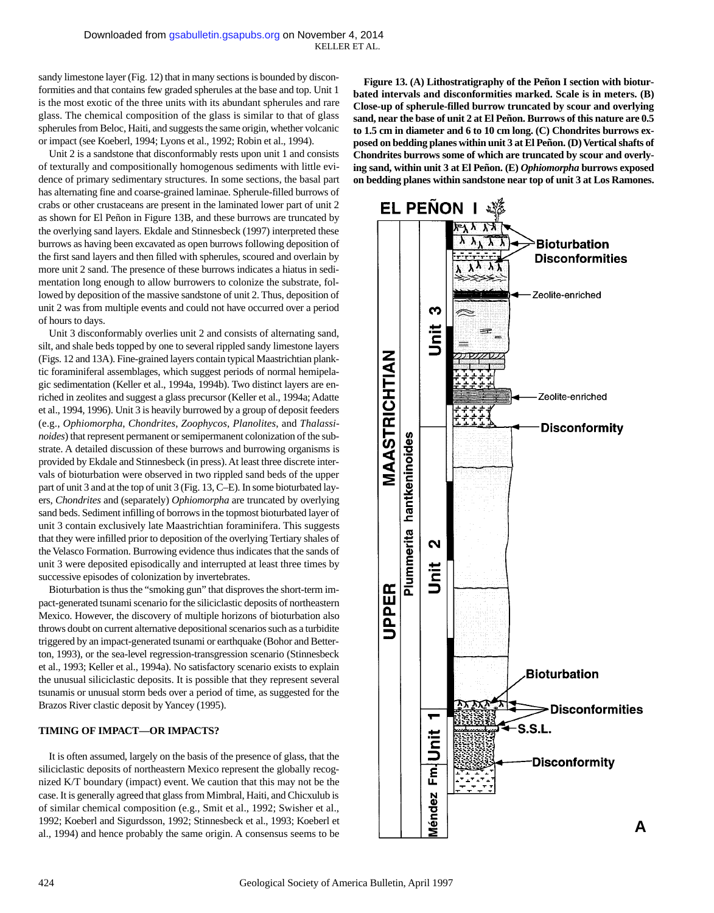sandy limestone layer (Fig. 12) that in many sections is bounded by disconformities and that contains few graded spherules at the base and top. Unit 1 is the most exotic of the three units with its abundant spherules and rare glass. The chemical composition of the glass is similar to that of glass spherules from Beloc, Haiti, and suggests the same origin, whether volcanic or impact (see Koeberl, 1994; Lyons et al., 1992; Robin et al., 1994).

Unit 2 is a sandstone that disconformably rests upon unit 1 and consists of texturally and compositionally homogenous sediments with little evidence of primary sedimentary structures. In some sections, the basal part has alternating fine and coarse-grained laminae. Spherule-filled burrows of crabs or other crustaceans are present in the laminated lower part of unit 2 as shown for El Peñon in Figure 13B, and these burrows are truncated by the overlying sand layers. Ekdale and Stinnesbeck (1997) interpreted these burrows as having been excavated as open burrows following deposition of the first sand layers and then filled with spherules, scoured and overlain by more unit 2 sand. The presence of these burrows indicates a hiatus in sedimentation long enough to allow burrowers to colonize the substrate, followed by deposition of the massive sandstone of unit 2. Thus, deposition of unit 2 was from multiple events and could not have occurred over a period of hours to days.

Unit 3 disconformably overlies unit 2 and consists of alternating sand, silt, and shale beds topped by one to several rippled sandy limestone layers (Figs. 12 and 13A). Fine-grained layers contain typical Maastrichtian planktic foraminiferal assemblages, which suggest periods of normal hemipelagic sedimentation (Keller et al., 1994a, 1994b). Two distinct layers are enriched in zeolites and suggest a glass precursor (Keller et al., 1994a; Adatte et al., 1994, 1996). Unit 3 is heavily burrowed by a group of deposit feeders (e.g., *Ophiomorpha*, *Chondrites*, *Zoophycos*, *Planolites*, and *Thalassinoides*) that represent permanent or semipermanent colonization of the substrate. A detailed discussion of these burrows and burrowing organisms is provided by Ekdale and Stinnesbeck (in press). At least three discrete intervals of bioturbation were observed in two rippled sand beds of the upper part of unit 3 and at the top of unit 3 (Fig. 13, C–E). In some bioturbated layers, *Chondrites* and (separately) *Ophiomorpha* are truncated by overlying sand beds. Sediment infilling of borrows in the topmost bioturbated layer of unit 3 contain exclusively late Maastrichtian foraminifera. This suggests that they were infilled prior to deposition of the overlying Tertiary shales of the Velasco Formation. Burrowing evidence thus indicates that the sands of unit 3 were deposited episodically and interrupted at least three times by successive episodes of colonization by invertebrates.

Bioturbation is thus the "smoking gun" that disproves the short-term impact-generated tsunami scenario for the siliciclastic deposits of northeastern Mexico. However, the discovery of multiple horizons of bioturbation also throws doubt on current alternative depositional scenarios such as a turbidite triggered by an impact-generated tsunami or earthquake (Bohor and Betterton, 1993), or the sea-level regression-transgression scenario (Stinnesbeck et al., 1993; Keller et al., 1994a). No satisfactory scenario exists to explain the unusual siliciclastic deposits. It is possible that they represent several tsunamis or unusual storm beds over a period of time, as suggested for the Brazos River clastic deposit by Yancey (1995).

## TIMING OF IMPACT—OR IMPACTS?

It is often assumed, largely on the basis of the presence of glass, that the siliciclastic deposits of northeastern Mexico represent the globally recognized K/T boundary (impact) event. We caution that this may not be the case. It is generally agreed that glass from Mimbral, Haiti, and Chicxulub is of similar chemical composition (e.g., Smit et al., 1992; Swisher et al., 1992; Koeberl and Sigurdsson, 1992; Stinnesbeck et al., 1993; Koeberl et al., 1994) and hence probably the same origin. A consensus seems to be

**Figure 13. (A) Lithostratigraphy of the Peñon I section with bioturbated intervals and disconformities marked. Scale is in meters. (B) Close-up of spherule-filled burrow truncated by scour and overlying sand, near the base of unit 2 at El Peñon. Burrows of this nature are 0.5 to 1.5 cm in diameter and 6 to 10 cm long. (C) Chondrites burrows exposed on bedding planes within unit 3 at El Peñon. (D) Vertical shafts of Chondrites burrows some of which are truncated by scour and overlying sand, within unit 3 at El Peñon. (E) *Ophiomorpha* burrows exposed on bedding planes within sandstone near top of unit 3 at Los Ramones.**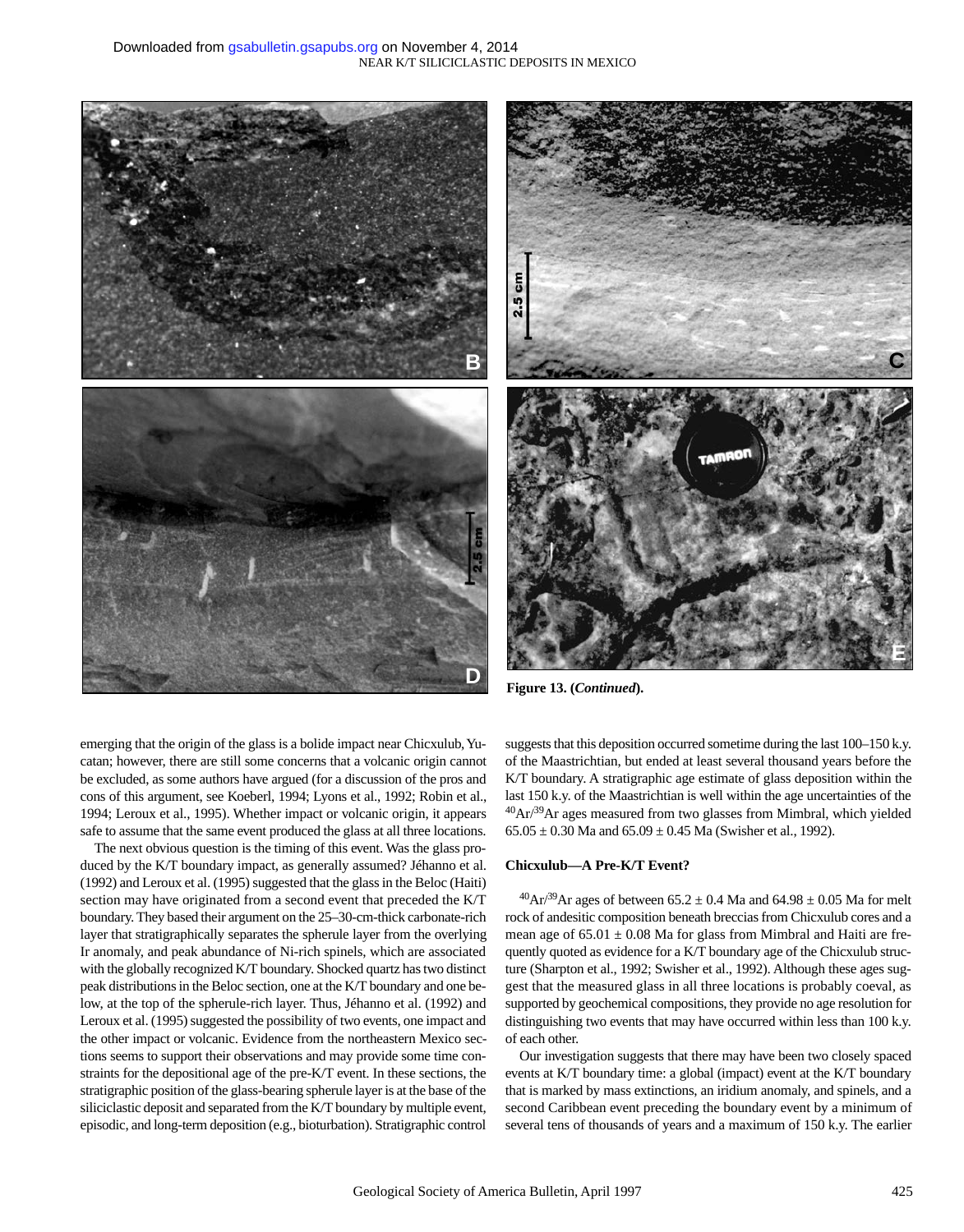Figure 13. (*Continued*).

emerging that the origin of the glass is a bolide impact near Chicxulub, Yucatan; however, there are still some concerns that a volcanic origin cannot be excluded, as some authors have argued (for a discussion of the pros and cons of this argument, see Koeberl, 1994; Lyons et al., 1992; Robin et al., 1994; Leroux et al., 1995). Whether impact or volcanic origin, it appears safe to assume that the same event produced the glass at all three locations.

The next obvious question is the timing of this event. Was the glass produced by the K/T boundary impact, as generally assumed? Jéhanno et al. (1992) and Leroux et al. (1995) suggested that the glass in the Beloc (Haiti) section may have originated from a second event that preceded the K/T boundary. They based their argument on the 25–30-cm-thick carbonate-rich layer that stratigraphically separates the spherule layer from the overlying Ir anomaly, and peak abundance of Ni-rich spinels, which are associated with the globally recognized K/T boundary. Shocked quartz has two distinct peak distributions in the Beloc section, one at the K/T boundary and one below, at the top of the spherule-rich layer. Thus, Jéhanno et al. (1992) and Leroux et al. (1995) suggested the possibility of two events, one impact and the other impact or volcanic. Evidence from the northeastern Mexico sections seems to support their observations and may provide some time constraints for the depositional age of the pre-K/T event. In these sections, the stratigraphic position of the glass-bearing spherule layer is at the base of the siliciclastic deposit and separated from the K/T boundary by multiple event, episodic, and long-term deposition (e.g., bioturbation). Stratigraphic control suggests that this deposition occurred sometime during the last 100–150 k.y. of the Maastrichtian, but ended at least several thousand years before the K/T boundary. A stratigraphic age estimate of glass deposition within the last 150 k.y. of the Maastrichtian is well within the age uncertainties of the $^{40}Ar/^{39}Ar$ ages measured from two glasses from Mimbral, which yielded 65.05 ± 0.30 Ma and 65.09 ± 0.45 Ma (Swisher et al., 1992).

### Chicxulub—A Pre-K/T Event?

$^{40}Ar/^{39}Ar$ ages of between 65.2 ± 0.4 Ma and 64.98 ± 0.05 Ma for melt rock of andesitic composition beneath breccias from Chicxulub cores and a mean age of 65.01 ± 0.08 Ma for glass from Mimbral and Haiti are frequently quoted as evidence for a K/T boundary age of the Chicxulub structure (Sharpton et al., 1992; Swisher et al., 1992). Although these ages suggest that the measured glass in all three locations is probably coeval, as supported by geochemical compositions, they provide no age resolution for distinguishing two events that may have occurred within less than 100 k.y. of each other.

Our investigation suggests that there may have been two closely spaced events at K/T boundary time: a global (impact) event at the K/T boundary that is marked by mass extinctions, an iridium anomaly, and spinels, and a second Caribbean event preceding the boundary event by a minimum of several tens of thousands of years and a maximum of 150 k.y. The earlier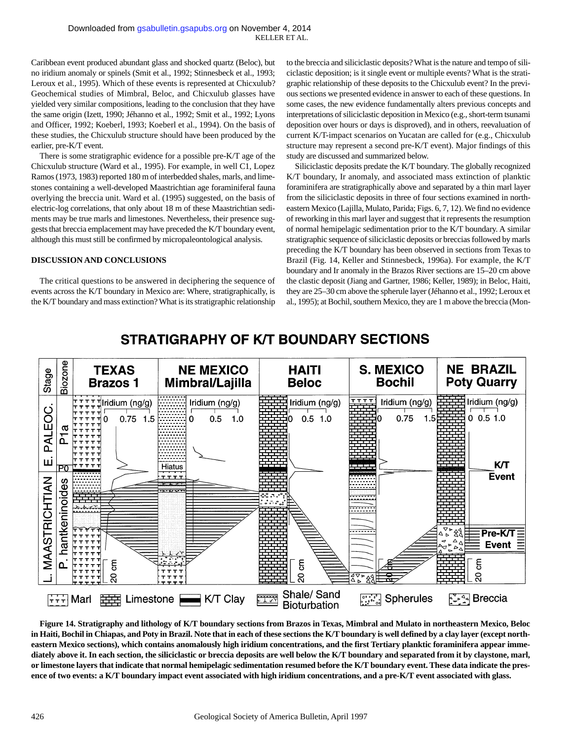Caribbean event produced abundant glass and shocked quartz (Beloc), but no iridium anomaly or spinels (Smit et al., 1992; Stinnesbeck et al., 1993; Leroux et al., 1995). Which of these events is represented at Chicxulub? Geochemical studies of Mimbral, Beloc, and Chicxulub glasses have yielded very similar compositions, leading to the conclusion that they have the same origin (Izett, 1990; Jéhanno et al., 1992; Smit et al., 1992; Lyons and Officer, 1992; Koeberl, 1993; Koeberl et al., 1994). On the basis of these studies, the Chicxulub structure should have been produced by the earlier, pre-K/T event.

There is some stratigraphic evidence for a possible pre-K/T age of the Chicxulub structure (Ward et al., 1995). For example, in well C1, Lopez Ramos (1973, 1983) reported 180 m of interbedded shales, marls, and limestones containing a well-developed Maastrichtian age foraminiferal fauna overlying the breccia unit. Ward et al. (1995) suggested, on the basis of electric-log correlations, that only about 18 m of these Maastrichtian sediments may be true marls and limestones. Nevertheless, their presence suggests that breccia emplacement may have preceded the K/T boundary event, although this must still be confirmed by micropaleontological analysis.

## DISCUSSION AND CONCLUSIONS

The critical questions to be answered in deciphering the sequence of events across the K/T boundary in Mexico are: Where, stratigraphically, is the K/T boundary and mass extinction? What is its stratigraphic relationship to the breccia and siliciclastic deposits? What is the nature and tempo of siliciclastic deposition; is it single event or multiple events? What is the stratigraphic relationship of these deposits to the Chicxulub event? In the previous sections we presented evidence in answer to each of these questions. In some cases, the new evidence fundamentally alters previous concepts and interpretations of siliciclastic deposition in Mexico (e.g., short-term tsunami deposition over hours or days is disproved), and in others, reevaluation of current K/T-impact scenarios on Yucatan are called for (e.g., Chicxulub structure may represent a second pre-K/T event). Major findings of this study are discussed and summarized below.

Siliciclastic deposits predate the K/T boundary. The globally recognized K/T boundary, Ir anomaly, and associated mass extinction of planktic foraminifera are stratigraphically above and separated by a thin marl layer from the siliciclastic deposits in three of four sections examined in northeastern Mexico (Lajilla, Mulato, Parida; Figs. 6, 7, 12). We find no evidence of reworking in this marl layer and suggest that it represents the resumption of normal hemipelagic sedimentation prior to the K/T boundary. A similar stratigraphic sequence of siliciclastic deposits or breccias followed by marls preceding the K/T boundary has been observed in sections from Texas to Brazil (Fig. 14, Keller and Stinnesbeck, 1996a). For example, the K/T boundary and Ir anomaly in the Brazos River sections are 15–20 cm above the clastic deposit (Jiang and Gartner, 1986; Keller, 1989); in Beloc, Haiti, they are 25–30 cm above the spherule layer (Jéhanno et al., 1992; Leroux et al., 1995); at Bochil, southern Mexico, they are 1 m above the breccia (Mon-

STRATIGRAPHY OF K/T BOUNDARY SECTIONS

Stage | Biozone | TEXAS Brazos 1 | NE MEXICO Mimbral/Lajilla | HAITI Beloc | S. MEXICO Bochil | NE BRAZIL Poty Quarry

E. PALEOC. | L. MAASTRICHTIAN | P1a | P0 | P. hantkeninoides

Iridium (ng/g) 0 0.75 1.5
Iridium (ng/g) 0 0.5 1.0
Iridium (ng/g) 0 0.5 1.0
Iridium (ng/g) 0 0.75 1.5
Iridium (ng/g) 0 0.5 1.0

Hiatus

K/T Event

Pre-K/T Event

20 cm

Marl | Limestone | K/T Clay | Shale/ Sand Bioturbation | Spherules | Breccia

**Figure 14. Stratigraphy and lithology of K/T boundary sections from Brazos in Texas, Mimbral and Mulato in northeastern Mexico, Beloc in Haiti, Bochil in Chiapas, and Poty in Brazil. Note that in each of these sections the K/T boundary is well defined by a clay layer (except northeastern Mexico sections), which contains anomalously high iridium concentrations, and the first Tertiary planktic foraminifera appear immediately above it. In each section, the siliciclastic or breccia deposits are well below the K/T boundary and separated from it by claystone, marl, or limestone layers that indicate that normal hemipelagic sedimentation resumed before the K/T boundary event. These data indicate the presence of two events: a K/T boundary impact event associated with high iridium concentrations, and a pre-K/T event associated with glass.**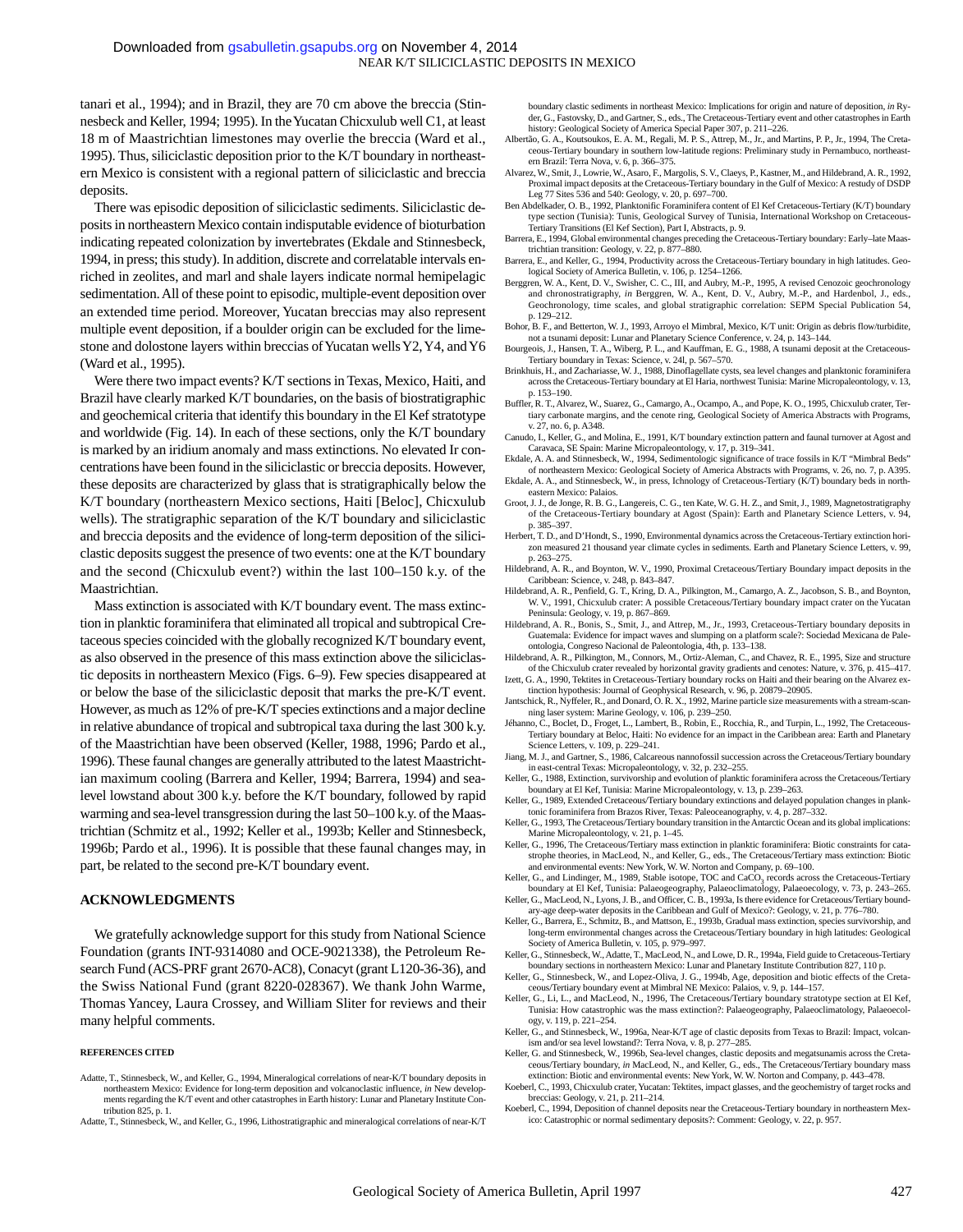tanari et al., 1994); and in Brazil, they are 70 cm above the breccia (Stinnesbeck and Keller, 1994; 1995). In the Yucatan Chicxulub well C1, at least 18 m of Maastrichtian limestones may overlie the breccia (Ward et al., 1995). Thus, siliciclastic deposition prior to the K/T boundary in northeastern Mexico is consistent with a regional pattern of siliciclastic and breccia deposits.

There was episodic deposition of siliciclastic sediments. Siliciclastic deposits in northeastern Mexico contain indisputable evidence of bioturbation indicating repeated colonization by invertebrates (Ekdale and Stinnesbeck, 1994, in press; this study). In addition, discrete and correlatable intervals enriched in zeolites, and marl and shale layers indicate normal hemipelagic sedimentation. All of these point to episodic, multiple-event deposition over an extended time period. Moreover, Yucatan breccias may also represent multiple event deposition, if a boulder origin can be excluded for the limestone and dolostone layers within breccias of Yucatan wells Y2, Y4, and Y6 (Ward et al., 1995).

Were there two impact events? K/T sections in Texas, Mexico, Haiti, and Brazil have clearly marked K/T boundaries, on the basis of biostratigraphic and geochemical criteria that identify this boundary in the El Kef stratotype and worldwide (Fig. 14). In each of these sections, only the K/T boundary is marked by an iridium anomaly and mass extinctions. No elevated Ir concentrations have been found in the siliciclastic or breccia deposits. However, these deposits are characterized by glass that is stratigraphically below the K/T boundary (northeastern Mexico sections, Haiti [Beloc], Chicxulub wells). The stratigraphic separation of the K/T boundary and siliciclastic and breccia deposits and the evidence of long-term deposition of the siliciclastic deposits suggest the presence of two events: one at the K/T boundary and the second (Chicxulub event?) within the last 100–150 k.y. of the Maastrichtian.

Mass extinction is associated with K/T boundary event. The mass extinction in planktic foraminifera that eliminated all tropical and subtropical Cretaceous species coincided with the globally recognized K/T boundary event, as also observed in the presence of this mass extinction above the siliciclastic deposits in northeastern Mexico (Figs. 6–9). Few species disappeared at or below the base of the siliciclastic deposit that marks the pre-K/T event. However, as much as 12% of pre-K/T species extinctions and a major decline in relative abundance of tropical and subtropical taxa during the last 300 k.y. of the Maastrichtian have been observed (Keller, 1988, 1996; Pardo et al., 1996). These faunal changes are generally attributed to the latest Maastrichtian maximum cooling (Barrera and Keller, 1994; Barrera, 1994) and sea-level lowstand about 300 k.y. before the K/T boundary, followed by rapid warming and sea-level transgression during the last 50–100 k.y. of the Maastrichtian (Schmitz et al., 1992; Keller et al., 1993b; Keller and Stinnesbeck, 1996b; Pardo et al., 1996). It is possible that these faunal changes may, in part, be related to the second pre-K/T boundary event.

## ACKNOWLEDGMENTS

We gratefully acknowledge support for this study from National Science Foundation (grants INT-9314080 and OCE-9021338), the Petroleum Research Fund (ACS-PRF grant 2670-AC8), Conacyt (grant L120-36-36), and the Swiss National Fund (grant 8220-028367). We thank John Warme, Thomas Yancey, Laura Crossey, and William Sliter for reviews and their many helpful comments.

### REFERENCES CITED

Adatte, T., Stinnesbeck, W., and Keller, G., 1994, Mineralogical correlations of near-K/T boundary deposits in northeastern Mexico: Evidence for long-term deposition and volcanoclastic influence, *in* New developments regarding the K/T event and other catastrophes in Earth history: Lunar and Planetary Institute Contribution 825, p. 1.

Adatte, T., Stinnesbeck, W., and Keller, G., 1996, Lithostratigraphic and mineralogical correlations of near-K/T boundary clastic sediments in northeast Mexico: Implications for origin and nature of deposition, *in* Ryder, G., Fastovsky, D., and Gartner, S., eds., The Cretaceous-Tertiary event and other catastrophes in Earth history: Geological Society of America Special Paper 307, p. 211–226.

Albertão, G. A., Koutsoukos, E. A. M., Regali, M. P. S., Attrep, M., Jr., and Martins, P. P., Jr., 1994, The Cretaceous-Tertiary boundary in southern low-latitude regions: Preliminary study in Pernambuco, northeastern Brazil: Terra Nova, v. 6, p. 366–375.

Alvarez, W., Smit, J., Lowrie, W., Asaro, F., Margolis, S. V., Claeys, P., Kastner, M., and Hildebrand, A. R., 1992, Proximal impact deposits at the Cretaceous-Tertiary boundary in the Gulf of Mexico: A restudy of DSDP Leg 77 Sites 536 and 540: Geology, v. 20, p. 697–700.

Ben Abdelkader, O. B., 1992, Planktonific Foraminifera content of El Kef Cretaceous-Tertiary (K/T) boundary type section (Tunisia): Tunis, Geological Survey of Tunisia, International Workshop on Cretaceous-Tertiary Transitions (El Kef Section), Part I, Abstracts, p. 9.

Barrera, E., 1994, Global environmental changes preceding the Cretaceous-Tertiary boundary: Early–late Maastrichtian transition: Geology, v. 22, p. 877–880.

Barrera, E., and Keller, G., 1994, Productivity across the Cretaceous-Tertiary boundary in high latitudes. Geological Society of America Bulletin, v. 106, p. 1254–1266.

Berggren, W. A., Kent, D. V., Swisher, C. C., III, and Aubry, M.-P., 1995, A revised Cenozoic geochronology and chronostratigraphy, *in* Berggren, W. A., Kent, D. V., Aubry, M.-P., and Hardenbol, J., eds., Geochronology, time scales, and global stratigraphic correlation: SEPM Special Publication 54, p. 129–212.

Bohor, B. F., and Betterton, W. J., 1993, Arroyo el Mimbral, Mexico, K/T unit: Origin as debris flow/turbidite, not a tsunami deposit: Lunar and Planetary Science Conference, v. 24, p. 143–144.

Bourgeois, J., Hansen, T. A., Wiberg, P. L., and Kauffman, E. G., 1988, A tsunami deposit at the Cretaceous-Tertiary boundary in Texas: Science, v. 24l, p. 567–570.

Brinkhuis, H., and Zachariasse, W. J., 1988, Dinoflagellate cysts, sea level changes and planktonic foraminifera across the Cretaceous-Tertiary boundary at El Haria, northwest Tunisia: Marine Micropaleontology, v. 13, p. 153–190.

Buffler, R. T., Alvarez, W., Suarez, G., Camargo, A., Ocampo, A., and Pope, K. O., 1995, Chicxulub crater, Tertiary carbonate margins, and the cenote ring, Geological Society of America Abstracts with Programs, v. 27, no. 6, p. A348.

Canudo, I., Keller, G., and Molina, E., 1991, K/T boundary extinction pattern and faunal turnover at Agost and Caravaca, SE Spain: Marine Micropaleontology, v. 17, p. 319–341.

Ekdale, A. A. and Stinnesbeck, W., 1994, Sedimentologic significance of trace fossils in K/T "Mimbral Beds" of northeastern Mexico: Geological Society of America Abstracts with Programs, v. 26, no. 7, p. A395.

Ekdale, A. A., and Stinnesbeck, W., in press, Ichnology of Cretaceous-Tertiary (K/T) boundary beds in northeastern Mexico: Palaios.

Groot, J. J., de Jonge, R. B. G., Langereis, C. G., ten Kate, W. G. H. Z., and Smit, J., 1989, Magnetostratigraphy of the Cretaceous-Tertiary boundary at Agost (Spain): Earth and Planetary Science Letters, v. 94, p. 385–397.

Herbert, T. D., and D'Hondt, S., 1990, Environmental dynamics across the Cretaceous-Tertiary extinction horizon measured 21 thousand year climate cycles in sediments. Earth and Planetary Science Letters, v. 99, p. 263–275.

Hildebrand, A. R., and Boynton, W. V., 1990, Proximal Cretaceous/Tertiary Boundary impact deposits in the Caribbean: Science, v. 248, p. 843–847.

Hildebrand, A. R., Penfield, G. T., Kring, D. A., Pilkington, M., Camargo, A. Z., Jacobson, S. B., and Boynton, W. V., 1991, Chicxulub crater: A possible Cretaceous/Tertiary boundary impact crater on the Yucatan Peninsula: Geology, v. 19, p. 867–869.

Hildebrand, A. R., Bonis, S., Smit, J., and Attrep, M., Jr., 1993, Cretaceous-Tertiary boundary deposits in Guatemala: Evidence for impact waves and slumping on a platform scale?: Sociedad Mexicana de Paleontologia, Congreso Nacional de Paleontologia, 4th, p. 133–138.

Hildebrand, A. R., Pilkington, M., Connors, M., Ortiz-Aleman, C., and Chavez, R. E., 1995, Size and structure of the Chicxulub crater revealed by horizontal gravity gradients and cenotes: Nature, v. 376, p. 415–417.

Izett, G. A., 1990, Tektites in Cretaceous-Tertiary boundary rocks on Haiti and their bearing on the Alvarez extinction hypothesis: Journal of Geophysical Research, v. 96, p. 20879–20905.

Jantschick, R., Nyffeler, R., and Donard, O. R. X., 1992, Marine particle size measurements with a stream-scanning laser system: Marine Geology, v. 106, p. 239–250.

Jéhanno, C., Boclet, D., Froget, L., Lambert, B., Robin, E., Rocchia, R., and Turpin, L., 1992, The Cretaceous-Tertiary boundary at Beloc, Haiti: No evidence for an impact in the Caribbean area: Earth and Planetary Science Letters, v. 109, p. 229–241.

Jiang, M. J., and Gartner, S., 1986, Calcareous nannofossil succession across the Cretaceous/Tertiary boundary in east-central Texas: Micropaleontology, v. 32, p. 232–255.

Keller, G., 1988, Extinction, survivorship and evolution of planktic foraminifera across the Cretaceous/Tertiary boundary at El Kef, Tunisia: Marine Micropaleontology, v. 13, p. 239–263.

Keller, G., 1989, Extended Cretaceous/Tertiary boundary extinctions and delayed population changes in planktonic foraminifera from Brazos River, Texas: Paleoceanography, v. 4, p. 287–332.

Keller, G., 1993, The Cretaceous/Tertiary boundary transition in the Antarctic Ocean and its global implications: Marine Micropaleontology, v. 21, p. 1–45.

Keller, G., 1996, The Cretaceous/Tertiary mass extinction in planktic foraminifera: Biotic constraints for catastrophe theories, in MacLeod, N., and Keller, G., eds., The Cretaceous/Tertiary mass extinction: Biotic and environmental events: New York, W. W. Norton and Company, p. 69–100.

Keller, G., and Lindinger, M., 1989, Stable isotope, TOC and $CaCO_3$ records across the Cretaceous-Tertiary boundary at El Kef, Tunisia: Palaeogeography, Palaeoclimatology, Palaeoecology, v. 73, p. 243–265.

Keller, G., MacLeod, N., Lyons, J. B., and Officer, C. B., 1993a, Is there evidence for Cretaceous/Tertiary boundary-age deep-water deposits in the Caribbean and Gulf of Mexico?: Geology, v. 21, p. 776–780.

Keller, G., Barrera, E., Schmitz, B., and Mattson, E., 1993b, Gradual mass extinction, species survivorship, and long-term environmental changes across the Cretaceous/Tertiary boundary in high latitudes: Geological Society of America Bulletin, v. 105, p. 979–997.

Keller, G., Stinnesbeck, W., Adatte, T., MacLeod, N., and Lowe, D. R., 1994a, Field guide to Cretaceous-Tertiary boundary sections in northeastern Mexico: Lunar and Planetary Institute Contribution 827, 110 p.

Keller, G., Stinnesbeck, W., and Lopez-Oliva, J. G., 1994b, Age, deposition and biotic effects of the Cretaceous/Tertiary boundary event at Mimbral NE Mexico: Palaios, v. 9, p. 144–157.

Keller, G., Li, L., and MacLeod, N., 1996, The Cretaceous/Tertiary boundary stratotype section at El Kef, Tunisia: How catastrophic was the mass extinction?: Palaeogeography, Palaeoclimatology, Palaeoecology, v. 119, p. 221–254.

Keller, G., and Stinnesbeck, W., 1996a, Near-K/T age of clastic deposits from Texas to Brazil: Impact, volcanism and/or sea level lowstand?: Terra Nova, v. 8, p. 277–285.

Keller, G. and Stinnesbeck, W., 1996b, Sea-level changes, clastic deposits and megatsunamis across the Cretaceous/Tertiary boundary, *in* MacLeod, N., and Keller, G., eds., The Cretaceous/Tertiary boundary mass extinction: Biotic and environmental events: New York, W. W. Norton and Company, p. 443–478.

Koeberl, C., 1993, Chicxulub crater, Yucatan: Tektites, impact glasses, and the geochemistry of target rocks and breccias: Geology, v. 21, p. 211–214.

Koeberl, C., 1994, Deposition of channel deposits near the Cretaceous-Tertiary boundary in northeastern Mexico: Catastrophic or normal sedimentary deposits?: Comment: Geology, v. 22, p. 957.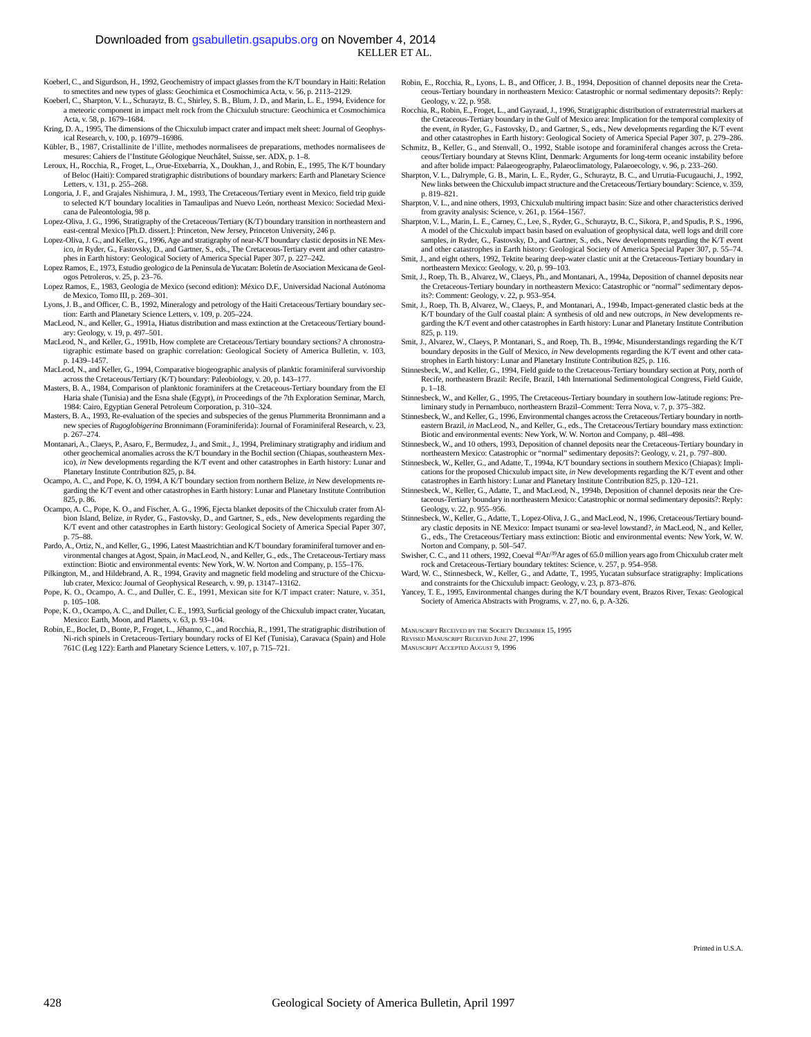Koeberl, C., and Sigurdson, H., 1992, Geochemistry of impact glasses from the K/T boundary in Haiti: Relation to smectites and new types of glass: Geochimica et Cosmochimica Acta, v. 56, p. 2113–2129.

Koeberl, C., Sharpton, V. L., Schuraytz, B. C., Shirley, S. B., Blum, J. D., and Marin, L. E., 1994, Evidence for a meteoric component in impact melt rock from the Chicxulub structure: Geochimica et Cosmochimica Acta, v. 58, p. 1679–1684.

Kring, D. A., 1995, The dimensions of the Chicxulub impact crater and impact melt sheet: Journal of Geophysical Research, v. 100, p. 16979–16986.

Kübler, B., 1987, Cristallinite de l'illite, methodes normalisees de preparations, methodes normalisees de mesures: Cahiers de l'Institute Géologique Neuchâtel, Suisse, ser. ADX, p. 1–8.

Leroux, H., Rocchia, R., Froget, L., Orue-Etxebarria, X., Doukhan, J., and Robin, E., 1995, The K/T boundary of Beloc (Haiti): Compared stratigraphic distributions of boundary markers: Earth and Planetary Science Letters, v. 131, p. 255–268.

Longoria, J. F., and Grajales Nishimura, J. M., 1993, The Cretaceous/Tertiary event in Mexico, field trip guide to selected K/T boundary localities in Tamaulipas and Nuevo León, northeast Mexico: Sociedad Mexicana de Paleontologia, 98 p.

Lopez-Oliva, J. G., 1996, Stratigraphy of the Cretaceous/Tertiary (K/T) boundary transition in northeastern and east-central Mexico [Ph.D. dissert.]: Princeton, New Jersey, Princeton University, 246 p.

Lopez-Oliva, J. G., and Keller, G., 1996, Age and stratigraphy of near-K/T boundary clastic deposits in NE Mexico, *in* Ryder, G., Fastovsky, D., and Gartner, S., eds., The Cretaceous-Tertiary event and other catastrophes in Earth history: Geological Society of America Special Paper 307, p. 227–242.

Lopez Ramos, E., 1973, Estudio geologico de la Peninsula de Yucatan: Boletín de Asociation Mexicana de Geologos Petroleros, v. 25, p. 23–76.

Lopez Ramos, E., 1983, Geologia de Mexico (second edition): México D.F., Universidad Nacional Autónoma de Mexico, Tomo III, p. 269–301.

Lyons, J. B., and Officer, C. B., 1992, Mineralogy and petrology of the Haiti Cretaceous/Tertiary boundary section: Earth and Planetary Science Letters, v. 109, p. 205–224.

MacLeod, N., and Keller, G., 1991a, Hiatus distribution and mass extinction at the Cretaceous/Tertiary boundary: Geology, v. 19, p. 497–501.

MacLeod, N., and Keller, G., 1991b, How complete are Cretaceous/Tertiary boundary sections? A chronostratigraphic estimate based on graphic correlation: Geological Society of America Bulletin, v. 103, p. 1439–1457.

MacLeod, N., and Keller, G., 1994, Comparative biogeographic analysis of planktic foraminiferal survivorship across the Cretaceous/Tertiary (K/T) boundary: Paleobiology, v. 20, p. 143–177.

Masters, B. A., 1984, Comparison of planktonic foraminifers at the Cretaceous-Tertiary boundary from the El Haria shale (Tunisia) and the Esna shale (Egypt), *in* Proceedings of the 7th Exploration Seminar, March, 1984: Cairo, Egyptian General Petroleum Corporation, p. 310–324.

Masters, B. A., 1993, Re-evaluation of the species and subspecies of the genus Plummerita Bronnimann and a new species of *Rugoglobigerina* Bronnimann (Foraminiferida): Journal of Foraminiferal Research, v. 23, p. 267–274.

Montanari, A., Claeys, P., Asaro, F., Bermudez, J., and Smit., J., 1994, Preliminary stratigraphy and iridium and other geochemical anomalies across the K/T boundary in the Bochil section (Chiapas, southeastern Mexico), *in* New developments regarding the K/T event and other catastrophes in Earth history: Lunar and Planetary Institute Contribution 825, p. 84.

Ocampo, A. C., and Pope, K. O, 1994, A K/T boundary section from northern Belize, *in* New developments regarding the K/T event and other catastrophes in Earth history: Lunar and Planetary Institute Contribution 825, p. 86.

Ocampo, A. C., Pope, K. O., and Fischer, A. G., 1996, Ejecta blanket deposits of the Chicxulub crater from Albion Island, Belize, *in* Ryder, G., Fastovsky, D., and Gartner, S., eds., New developments regarding the K/T event and other catastrophes in Earth history: Geological Society of America Special Paper 307, p. 75–88.

Pardo, A., Ortiz, N., and Keller, G., 1996, Latest Maastrichtian and K/T boundary foraminiferal turnover and environmental changes at Agost, Spain, *in* MacLeod, N., and Keller, G., eds., The Cretaceous-Tertiary mass extinction: Biotic and environmental events: New York, W. W. Norton and Company, p. 155–176.

Pilkington, M., and Hildebrand, A. R., 1994, Gravity and magnetic field modeling and structure of the Chicxulub crater, Mexico: Journal of Geophysical Research, v. 99, p. 13147–13162.

Pope, K. O., Ocampo, A. C., and Duller, C. E., 1991, Mexican site for K/T impact crater: Nature, v. 351, p. 105–108.

Pope, K. O., Ocampo, A. C., and Duller, C. E., 1993, Surficial geology of the Chicxulub impact crater, Yucatan, Mexico: Earth, Moon, and Planets, v. 63, p. 93–104.

Robin, E., Boclet, D., Bonte, P., Froget, L., Jéhanno, C., and Rocchia, R., 1991, The stratigraphic distribution of Ni-rich spinels in Cretaceous-Tertiary boundary rocks of El Kef (Tunisia), Caravaca (Spain) and Hole 761C (Leg 122): Earth and Planetary Science Letters, v. 107, p. 715–721.

Robin, E., Rocchia, R., Lyons, L. B., and Officer, J. B., 1994, Deposition of channel deposits near the Cretaceous-Tertiary boundary in northeastern Mexico: Catastrophic or normal sedimentary deposits?: Reply: Geology, v. 22, p. 958.

Rocchia, R., Robin, E., Froget, L., and Gayraud, J., 1996, Stratigraphic distribution of extraterrestrial markers at the Cretaceous-Tertiary boundary in the Gulf of Mexico area: Implication for the temporal complexity of the event, *in* Ryder, G., Fastovsky, D., and Gartner, S., eds., New developments regarding the K/T event and other catastrophes in Earth history: Geological Society of America Special Paper 307, p. 279–286.

Schmitz, B., Keller, G., and Stenvall, O., 1992, Stable isotope and foraminiferal changes across the Cretaceous/Tertiary boundary at Stevns Klint, Denmark: Arguments for long-term oceanic instability before and after bolide impact: Palaeogeography, Palaeoclimatology, Palaeoecology, v. 96, p. 233–260.

Sharpton, V. L., Dalrymple, G. B., Marin, L. E., Ryder, G., Schuraytz, B. C., and Urrutia-Fucugauchi, J., 1992, New links between the Chicxulub impact structure and the Cretaceous/Tertiary boundary: Science, v. 359, p. 819–821.

Sharpton, V. L., and nine others, 1993, Chicxulub multiring impact basin: Size and other characteristics derived from gravity analysis: Science, v. 261, p. 1564–1567.

Sharpton, V. L., Marin, L. E., Carney, C., Lee, S., Ryder, G., Schuraytz, B. C., Sikora, P., and Spudis, P. S., 1996, A model of the Chicxulub impact basin based on evaluation of geophysical data, well logs and drill core samples, *in* Ryder, G., Fastovsky, D., and Gartner, S., eds., New developments regarding the K/T event and other catastrophes in Earth history: Geological Society of America Special Paper 307, p. 55–74.

Smit, J., and eight others, 1992, Tektite bearing deep-water clastic unit at the Cretaceous-Tertiary boundary in northeastern Mexico: Geology, v. 20, p. 99–103.

Smit, J., Roep, Th. B., Alvarez, W., Claeys, Ph., and Montanari, A., 1994a, Deposition of channel deposits near the Cretaceous-Tertiary boundary in northeastern Mexico: Catastrophic or "normal" sedimentary deposits?: Comment: Geology, v. 22, p. 953–954.

Smit, J., Roep, Th. B, Alvarez, W., Claeys, P., and Montanari, A., 1994b, Impact-generated clastic beds at the K/T boundary of the Gulf coastal plain: A synthesis of old and new outcrops, *in* New developments regarding the K/T event and other catastrophes in Earth history: Lunar and Planetary Institute Contribution 825, p. 119.

Smit, J., Alvarez, W., Claeys, P. Montanari, S., and Roep, Th. B., 1994c, Misunderstandings regarding the K/T boundary deposits in the Gulf of Mexico, *in* New developments regarding the K/T event and other catastrophes in Earth history: Lunar and Planetary Institute Contribution 825, p. 116.

Stinnesbeck, W., and Keller, G., 1994, Field guide to the Cretaceous-Tertiary boundary section at Poty, north of Recife, northeastern Brazil: Recife, Brazil, 14th International Sedimentological Congress, Field Guide, p. 1–18.

Stinnesbeck, W., and Keller, G., 1995, The Cretaceous-Tertiary boundary in southern low-latitude regions: Preliminary study in Pernambuco, northeastern Brazil–Comment: Terra Nova, v. 7, p. 375–382.

Stinnesbeck, W., and Keller, G., 1996, Environmental changes across the Cretaceous/Tertiary boundary in northeastern Brazil, *in* MacLeod, N., and Keller, G., eds., The Cretaceous/Tertiary boundary mass extinction: Biotic and environmental events: New York, W. W. Norton and Company, p. 48l–498.

Stinnesbeck, W., and 10 others, 1993, Deposition of channel deposits near the Cretaceous-Tertiary boundary in northeastern Mexico: Catastrophic or "normal" sedimentary deposits?: Geology, v. 21, p. 797–800.

Stinnesbeck, W., Keller, G., and Adatte, T., 1994a, K/T boundary sections in southern Mexico (Chiapas): Implications for the proposed Chicxulub impact site, *in* New developments regarding the K/T event and other catastrophes in Earth history: Lunar and Planetary Institute Contribution 825, p. 120–121.

Stinnesbeck, W., Keller, G., Adatte, T., and MacLeod, N., 1994b, Deposition of channel deposits near the Cretaceous-Tertiary boundary in northeastern Mexico: Catastrophic or normal sedimentary deposits?: Reply: Geology, v. 22, p. 955–956.

Stinnesbeck, W., Keller, G., Adatte, T., Lopez-Oliva, J. G., and MacLeod, N., 1996, Cretaceous/Tertiary boundary clastic deposits in NE Mexico: Impact tsunami or sea-level lowstand?, *in* MacLeod, N., and Keller, G., eds., The Cretaceous/Tertiary mass extinction: Biotic and environmental events: New York, W. W. Norton and Company, p. 50l–547.

Swisher, C. C., and 11 others, 1992, Coeval $^{40}Ar/^{39}Ar$ ages of 65.0 million years ago from Chicxulub crater melt rock and Cretaceous-Tertiary boundary tektites: Science, v. 257, p. 954–958.

Ward, W. C., Stinnesbeck, W., Keller, G., and Adatte, T., 1995, Yucatan subsurface stratigraphy: Implications and constraints for the Chicxulub impact: Geology, v. 23, p. 873–876.

Yancey, T. E., 1995, Environmental changes during the K/T boundary event, Brazos River, Texas: Geological Society of America Abstracts with Programs, v. 27, no. 6, p. A-326.

MANUSCRIPT RECEIVED BY THE SOCIETY DECEMBER 15, 1995
REVISED MANUSCRIPT RECEIVED JUNE 27, 1996
MANUSCRIPT ACCEPTED AUGUST 9, 1996

Printed in U.S.A.